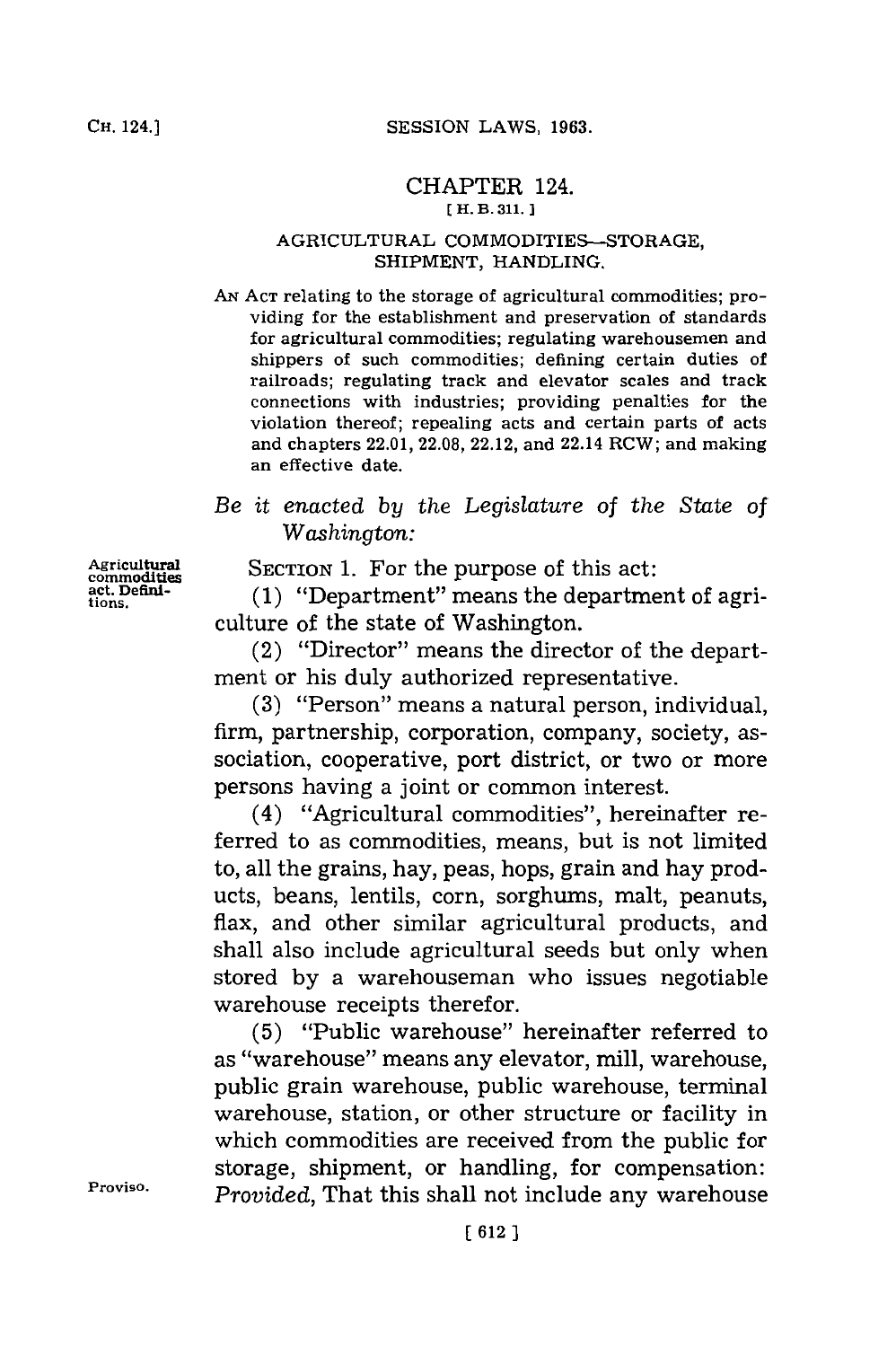# CHAPTER 124.

[ H. B. 311. ]

## AGRICULTURAL COMMODITIES—STORAGE, SHIPMENT, HANDLING.

AN ACT relating to the storage of agricultural commodities; providing for the establishment and preservation of standards for agricultural commodities; regulating warehousemen and shippers of such commodities; defining certain duties of railroads; regulating track and elevator scales and track connections with industries; providing penalties for the violation thereof; repealing acts and certain parts of acts and chapters 22.01, 22.08, 22.12, and 22.14 RCW; and making an effective date.

*Be it enacted by the Legislature of the State of Washington:*

Agricultural commodities act. Definitions.

SECTION 1. For the purpose of this act:

(1) "Department" means the department of agriculture of the state of Washington.

(2) "Director" means the director of the department or his duly authorized representative.

(3) "Person" means a natural person, individual, firm, partnership, corporation, company, society, association, cooperative, port district, or two or more persons having a joint or common interest.

(4) "Agricultural commodities", hereinafter referred to as commodities, means, but is not limited to, all the grains, hay, peas, hops, grain and hay products, beans, lentils, corn, sorghums, malt, peanuts, flax, and other similar agricultural products, and shall also include agricultural seeds but only when stored by a warehouseman who issues negotiable warehouse receipts therefor.

(5) "Public warehouse" hereinafter referred to as "warehouse" means any elevator, mill, warehouse, public grain warehouse, public warehouse, terminal warehouse, station, or other structure or facility in which commodities are received from the public for storage, shipment, or handling, for compensation:

Proviso.

*Provided*, That this shall not include any warehouse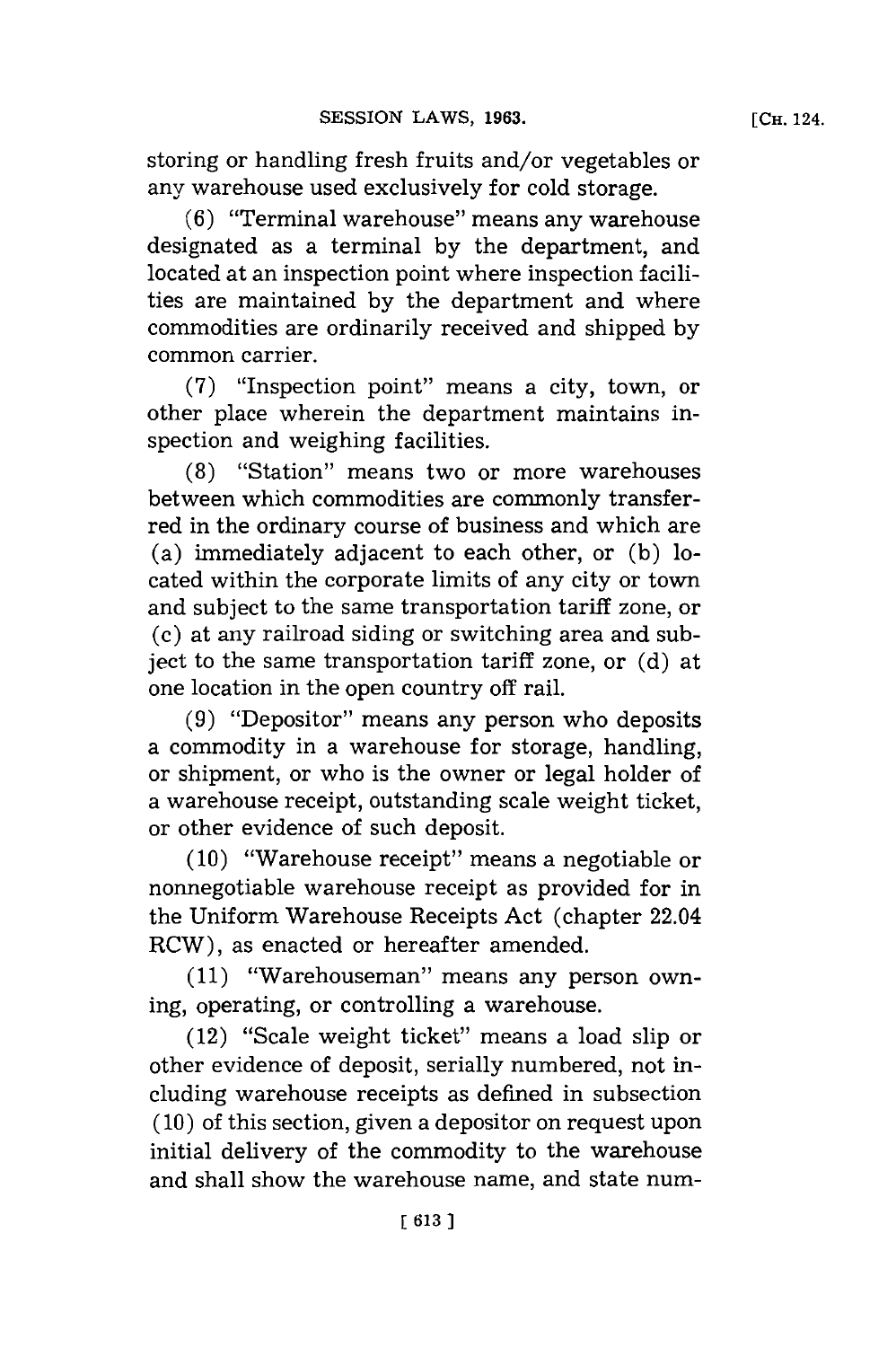storing or handling fresh fruits and/or vegetables or any warehouse used exclusively for cold storage.

(6) "Terminal warehouse" means any warehouse designated as a terminal by the department, and located at an inspection point where inspection facilities are maintained by the department and where commodities are ordinarily received and shipped by common carrier.

(7) "Inspection point" means a city, town, or other place wherein the department maintains inspection and weighing facilities.

(8) "Station" means two or more warehouses between which commodities are commonly transferred in the ordinary course of business and which are (a) immediately adjacent to each other, or (b) located within the corporate limits of any city or town and subject to the same transportation tariff zone, or (c) at any railroad siding or switching area and subject to the same transportation tariff zone, or (d) at one location in the open country off rail.

(9) "Depositor" means any person who deposits a commodity in a warehouse for storage, handling, or shipment, or who is the owner or legal holder of a warehouse receipt, outstanding scale weight ticket, or other evidence of such deposit.

(10) "Warehouse receipt" means a negotiable or nonnegotiable warehouse receipt as provided for in the Uniform Warehouse Receipts Act (chapter 22.04 RCW), as enacted or hereafter amended.

(11) "Warehouseman" means any person owning, operating, or controlling a warehouse.

(12) "Scale weight ticket" means a load slip or other evidence of deposit, serially numbered, not including warehouse receipts as defined in subsection (10) of this section, given a depositor on request upon initial delivery of the commodity to the warehouse and shall show the warehouse name, and state num-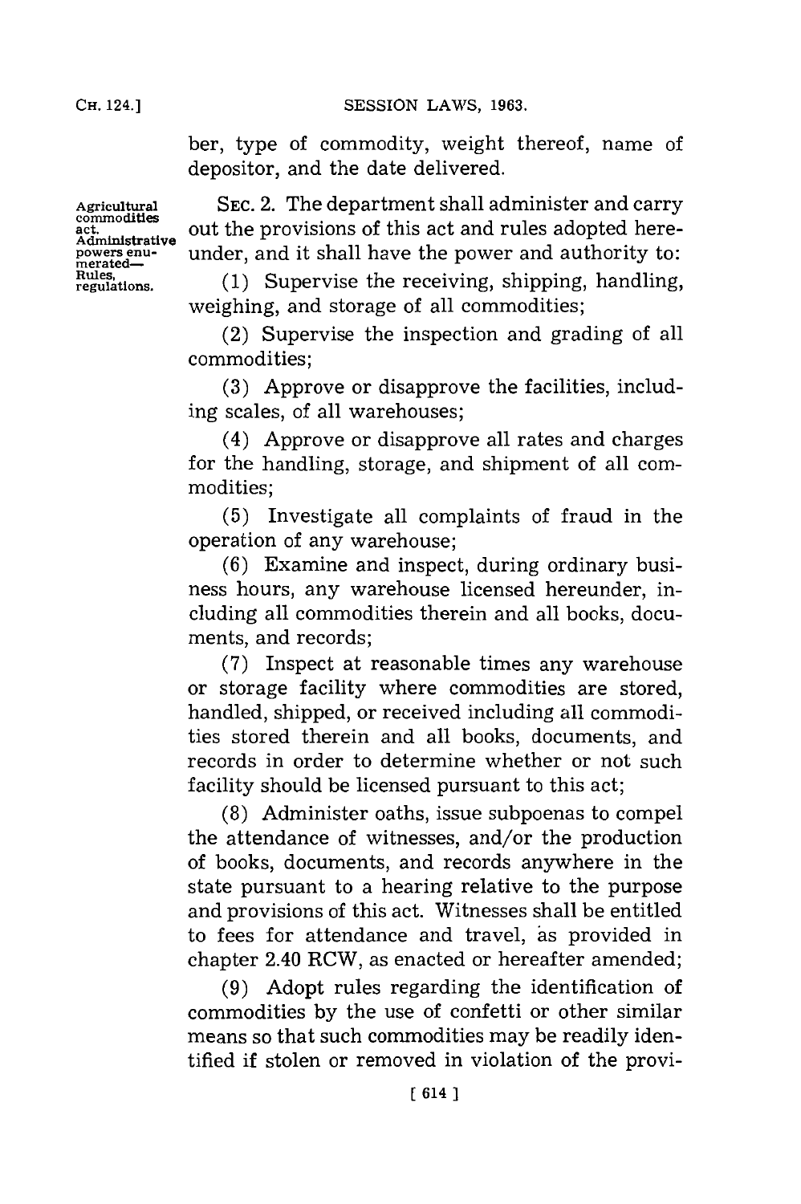ber, type of commodity, weight thereof, name of depositor, and the date delivered.

Agricultural commodities act. Administrative powers enumerated—Rules, regulations.

SEC. 2. The department shall administer and carry out the provisions of this act and rules adopted hereunder, and it shall have the power and authority to:

(1) Supervise the receiving, shipping, handling, weighing, and storage of all commodities;

(2) Supervise the inspection and grading of all commodities;

(3) Approve or disapprove the facilities, including scales, of all warehouses;

(4) Approve or disapprove all rates and charges for the handling, storage, and shipment of all commodities;

(5) Investigate all complaints of fraud in the operation of any warehouse;

(6) Examine and inspect, during ordinary business hours, any warehouse licensed hereunder, including all commodities therein and all books, documents, and records;

(7) Inspect at reasonable times any warehouse or storage facility where commodities are stored, handled, shipped, or received including all commodities stored therein and all books, documents, and records in order to determine whether or not such facility should be licensed pursuant to this act;

(8) Administer oaths, issue subpoenas to compel the attendance of witnesses, and/or the production of books, documents, and records anywhere in the state pursuant to a hearing relative to the purpose and provisions of this act. Witnesses shall be entitled to fees for attendance and travel, as provided in chapter 2.40 RCW, as enacted or hereafter amended;

(9) Adopt rules regarding the identification of commodities by the use of confetti or other similar means so that such commodities may be readily identified if stolen or removed in violation of the provi-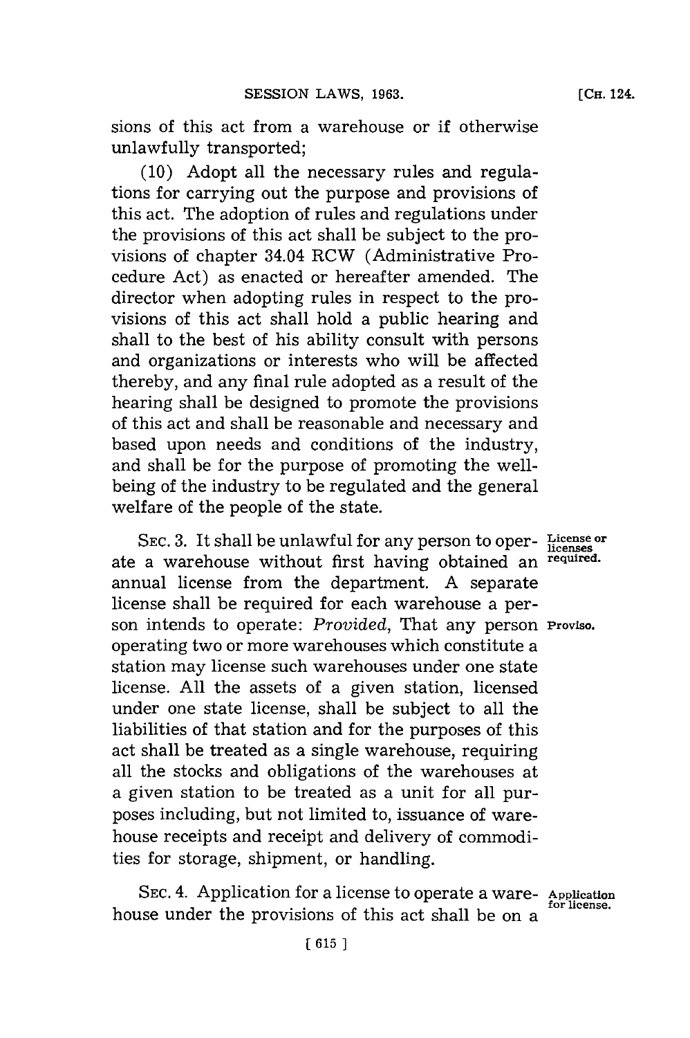sions of this act from a warehouse or if otherwise unlawfully transported;

(10) Adopt all the necessary rules and regulations for carrying out the purpose and provisions of this act. The adoption of rules and regulations under the provisions of this act shall be subject to the provisions of chapter 34.04 RCW (Administrative Procedure Act) as enacted or hereafter amended. The director when adopting rules in respect to the provisions of this act shall hold a public hearing and shall to the best of his ability consult with persons and organizations or interests who will be affected thereby, and any final rule adopted as a result of the hearing shall be designed to promote the provisions of this act and shall be reasonable and necessary and based upon needs and conditions of the industry, and shall be for the purpose of promoting the well-being of the industry to be regulated and the general welfare of the people of the state.

SEC. 3. It shall be unlawful for any person to operate a warehouse without first having obtained an annual license from the department. A separate license shall be required for each warehouse a person intends to operate: *Provided*, That any person operating two or more warehouses which constitute a station may license such warehouses under one state license. All the assets of a given station, licensed under one state license, shall be subject to all the liabilities of that station and for the purposes of this act shall be treated as a single warehouse, requiring all the stocks and obligations of the warehouses at a given station to be treated as a unit for all purposes including, but not limited to, issuance of warehouse receipts and receipt and delivery of commodities for storage, shipment, or handling.

**License or licenses required.**

**Proviso.**

SEC. 4. Application for a license to operate a warehouse under the provisions of this act shall be on a

**Application for license.**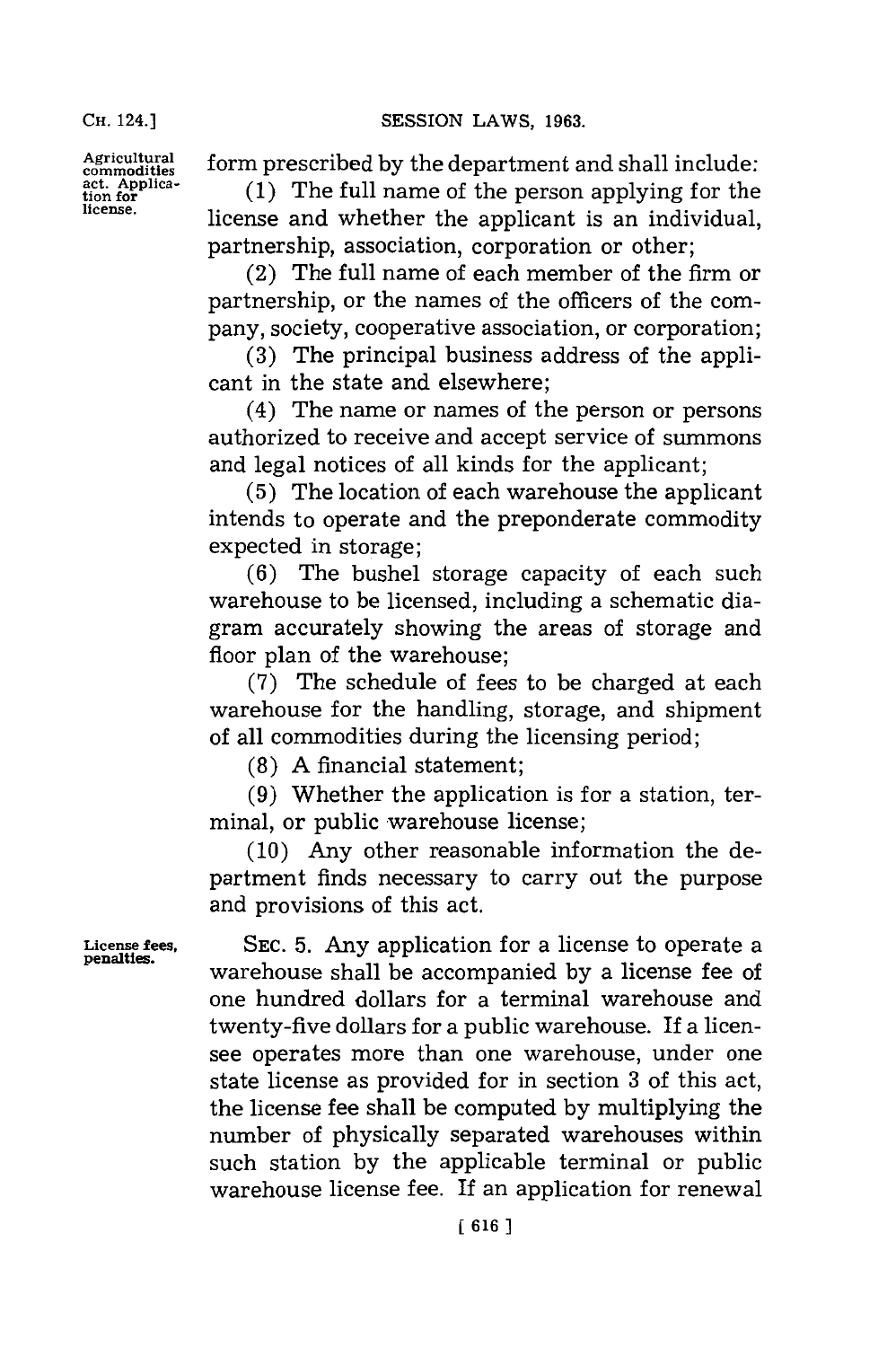Agricultural commodities act. Application for license.

form prescribed by the department and shall include:

(1) The full name of the person applying for the license and whether the applicant is an individual, partnership, association, corporation or other;

(2) The full name of each member of the firm or partnership, or the names of the officers of the company, society, cooperative association, or corporation;

(3) The principal business address of the applicant in the state and elsewhere;

(4) The name or names of the person or persons authorized to receive and accept service of summons and legal notices of all kinds for the applicant;

(5) The location of each warehouse the applicant intends to operate and the preponderate commodity expected in storage;

(6) The bushel storage capacity of each such warehouse to be licensed, including a schematic diagram accurately showing the areas of storage and floor plan of the warehouse;

(7) The schedule of fees to be charged at each warehouse for the handling, storage, and shipment of all commodities during the licensing period;

(8) A financial statement;

(9) Whether the application is for a station, terminal, or public warehouse license;

(10) Any other reasonable information the department finds necessary to carry out the purpose and provisions of this act.

License fees, penalties.

SEC. 5. Any application for a license to operate a warehouse shall be accompanied by a license fee of one hundred dollars for a terminal warehouse and twenty-five dollars for a public warehouse. If a licensee operates more than one warehouse, under one state license as provided for in section 3 of this act, the license fee shall be computed by multiplying the number of physically separated warehouses within such station by the applicable terminal or public warehouse license fee. If an application for renewal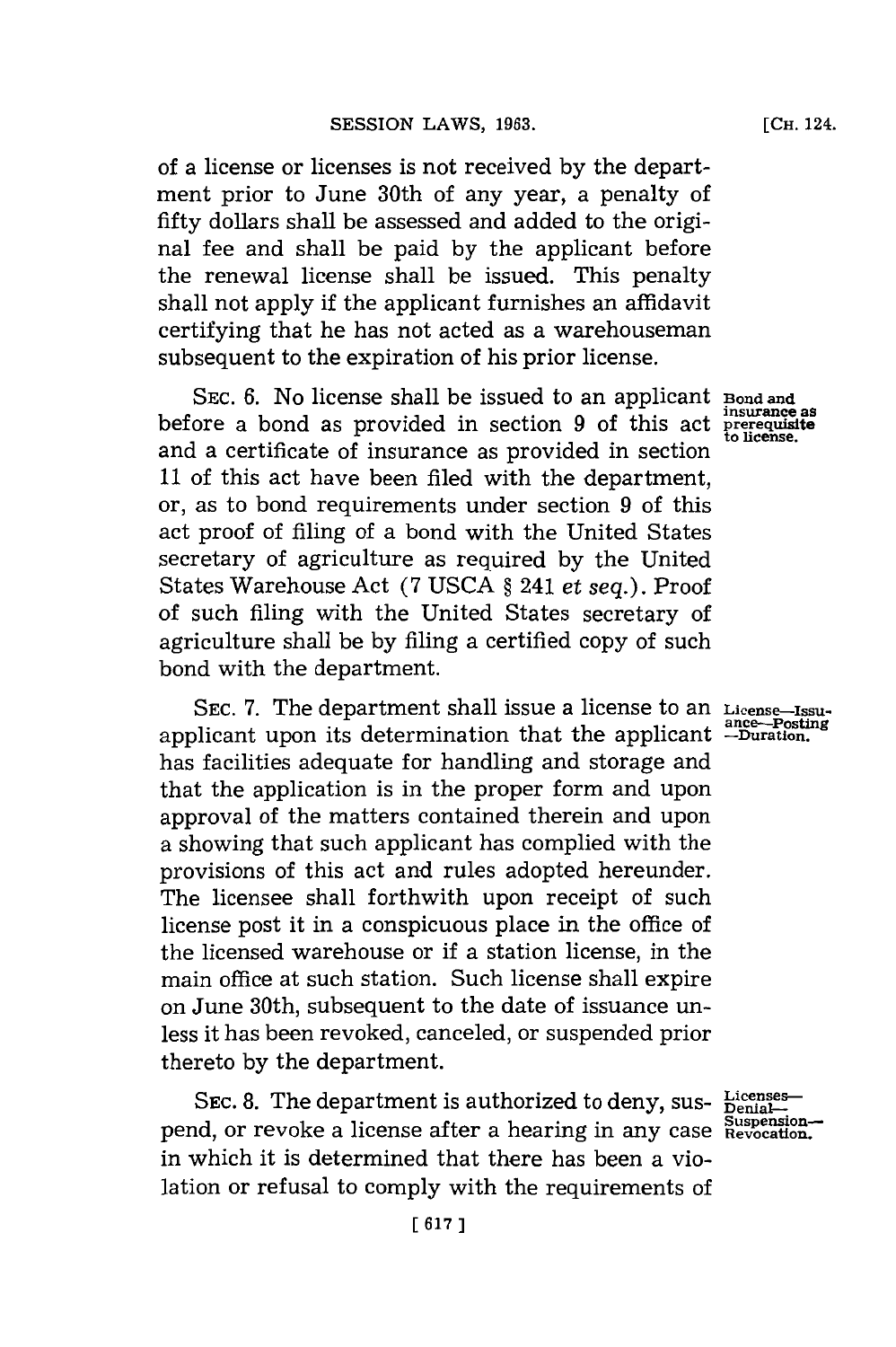of a license or licenses is not received by the department prior to June 30th of any year, a penalty of fifty dollars shall be assessed and added to the original fee and shall be paid by the applicant before the renewal license shall be issued. This penalty shall not apply if the applicant furnishes an affidavit certifying that he has not acted as a warehouseman subsequent to the expiration of his prior license.

**Bond and insurance as prerequisite to license.**

SEC. 6. No license shall be issued to an applicant before a bond as provided in section 9 of this act and a certificate of insurance as provided in section 11 of this act have been filed with the department, or, as to bond requirements under section 9 of this act proof of filing of a bond with the United States secretary of agriculture as required by the United States Warehouse Act (7 USCA § 241 *et seq.*). Proof of such filing with the United States secretary of agriculture shall be by filing a certified copy of such bond with the department.

**License—Issuance—Posting—Duration.**

SEC. 7. The department shall issue a license to an applicant upon its determination that the applicant has facilities adequate for handling and storage and that the application is in the proper form and upon approval of the matters contained therein and upon a showing that such applicant has complied with the provisions of this act and rules adopted hereunder. The licensee shall forthwith upon receipt of such license post it in a conspicuous place in the office of the licensed warehouse or if a station license, in the main office at such station. Such license shall expire on June 30th, subsequent to the date of issuance unless it has been revoked, canceled, or suspended prior thereto by the department.

**Licenses—Denial—Suspension—Revocation.**

SEC. 8. The department is authorized to deny, suspend, or revoke a license after a hearing in any case in which it is determined that there has been a violation or refusal to comply with the requirements of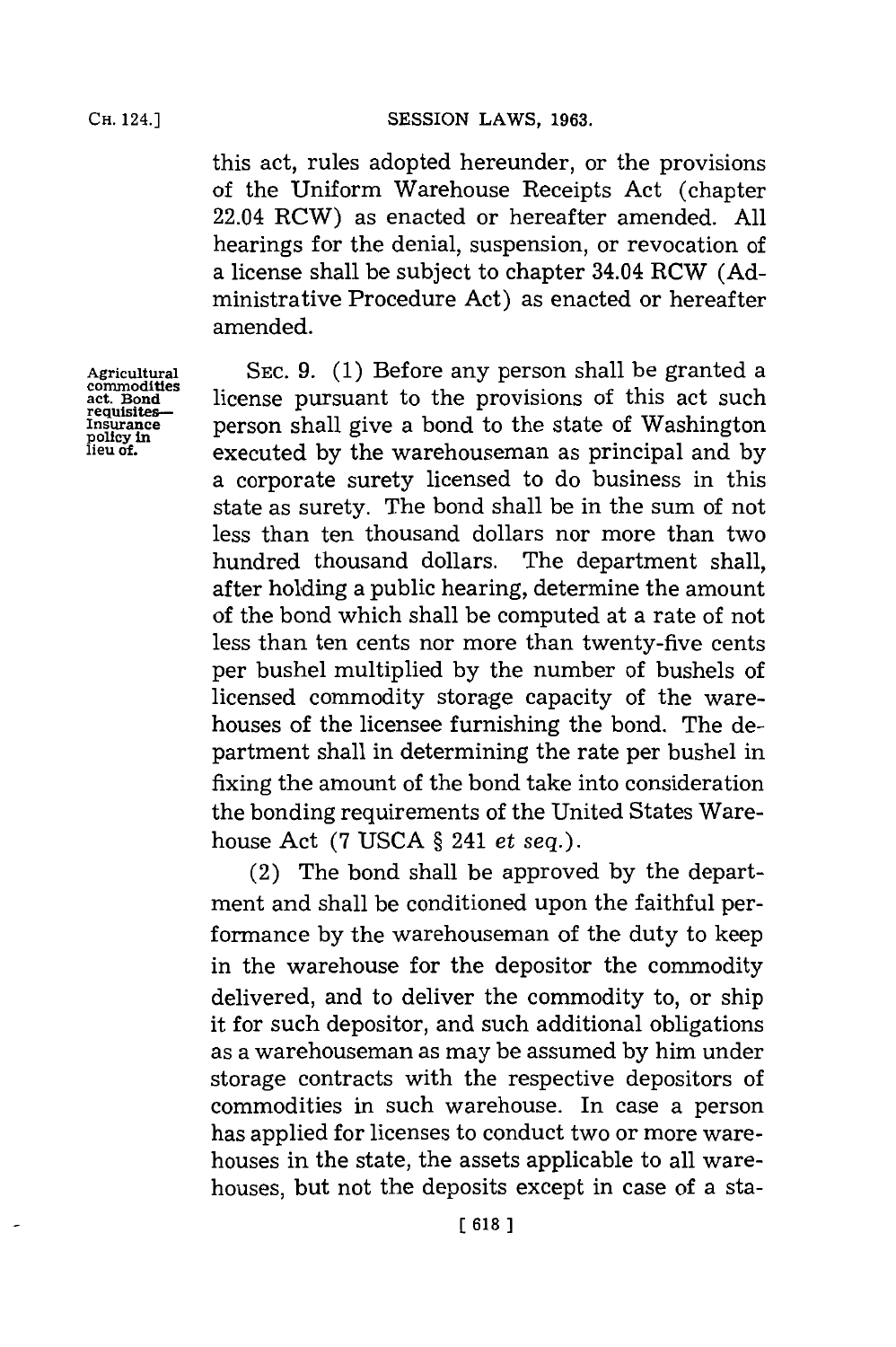this act, rules adopted hereunder, or the provisions of the Uniform Warehouse Receipts Act (chapter 22.04 RCW) as enacted or hereafter amended. All hearings for the denial, suspension, or revocation of a license shall be subject to chapter 34.04 RCW (Administrative Procedure Act) as enacted or hereafter amended.

Agricultural commodities act. Bond requisites—Insurance policy in lieu of.

SEC. 9. (1) Before any person shall be granted a license pursuant to the provisions of this act such person shall give a bond to the state of Washington executed by the warehouseman as principal and by a corporate surety licensed to do business in this state as surety. The bond shall be in the sum of not less than ten thousand dollars nor more than two hundred thousand dollars. The department shall, after holding a public hearing, determine the amount of the bond which shall be computed at a rate of not less than ten cents nor more than twenty-five cents per bushel multiplied by the number of bushels of licensed commodity storage capacity of the warehouses of the licensee furnishing the bond. The department shall in determining the rate per bushel in fixing the amount of the bond take into consideration the bonding requirements of the United States Warehouse Act (7 USCA § 241 *et seq.*).

(2) The bond shall be approved by the department and shall be conditioned upon the faithful performance by the warehouseman of the duty to keep in the warehouse for the depositor the commodity delivered, and to deliver the commodity to, or ship it for such depositor, and such additional obligations as a warehouseman as may be assumed by him under storage contracts with the respective depositors of commodities in such warehouse. In case a person has applied for licenses to conduct two or more warehouses in the state, the assets applicable to all warehouses, but not the deposits except in case of a sta-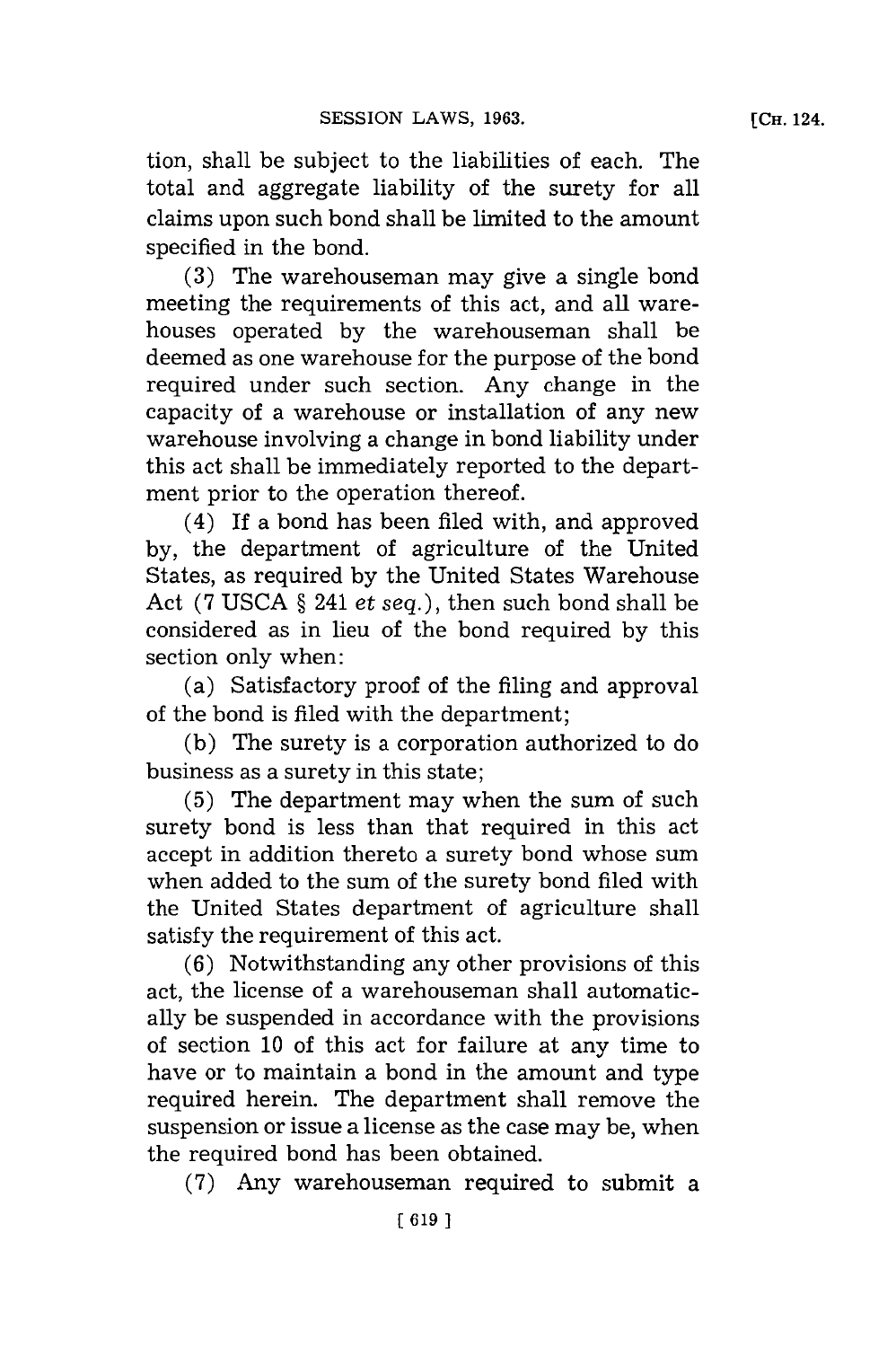tion, shall be subject to the liabilities of each. The total and aggregate liability of the surety for all claims upon such bond shall be limited to the amount specified in the bond.

(3) The warehouseman may give a single bond meeting the requirements of this act, and all warehouses operated by the warehouseman shall be deemed as one warehouse for the purpose of the bond required under such section. Any change in the capacity of a warehouse or installation of any new warehouse involving a change in bond liability under this act shall be immediately reported to the department prior to the operation thereof.

(4) If a bond has been filed with, and approved by, the department of agriculture of the United States, as required by the United States Warehouse Act (7 USCA § 241 *et seq.*), then such bond shall be considered as in lieu of the bond required by this section only when:

(a) Satisfactory proof of the filing and approval of the bond is filed with the department;

(b) The surety is a corporation authorized to do business as a surety in this state;

(5) The department may when the sum of such surety bond is less than that required in this act accept in addition thereto a surety bond whose sum when added to the sum of the surety bond filed with the United States department of agriculture shall satisfy the requirement of this act.

(6) Notwithstanding any other provisions of this act, the license of a warehouseman shall automatically be suspended in accordance with the provisions of section 10 of this act for failure at any time to have or to maintain a bond in the amount and type required herein. The department shall remove the suspension or issue a license as the case may be, when the required bond has been obtained.

(7) Any warehouseman required to submit a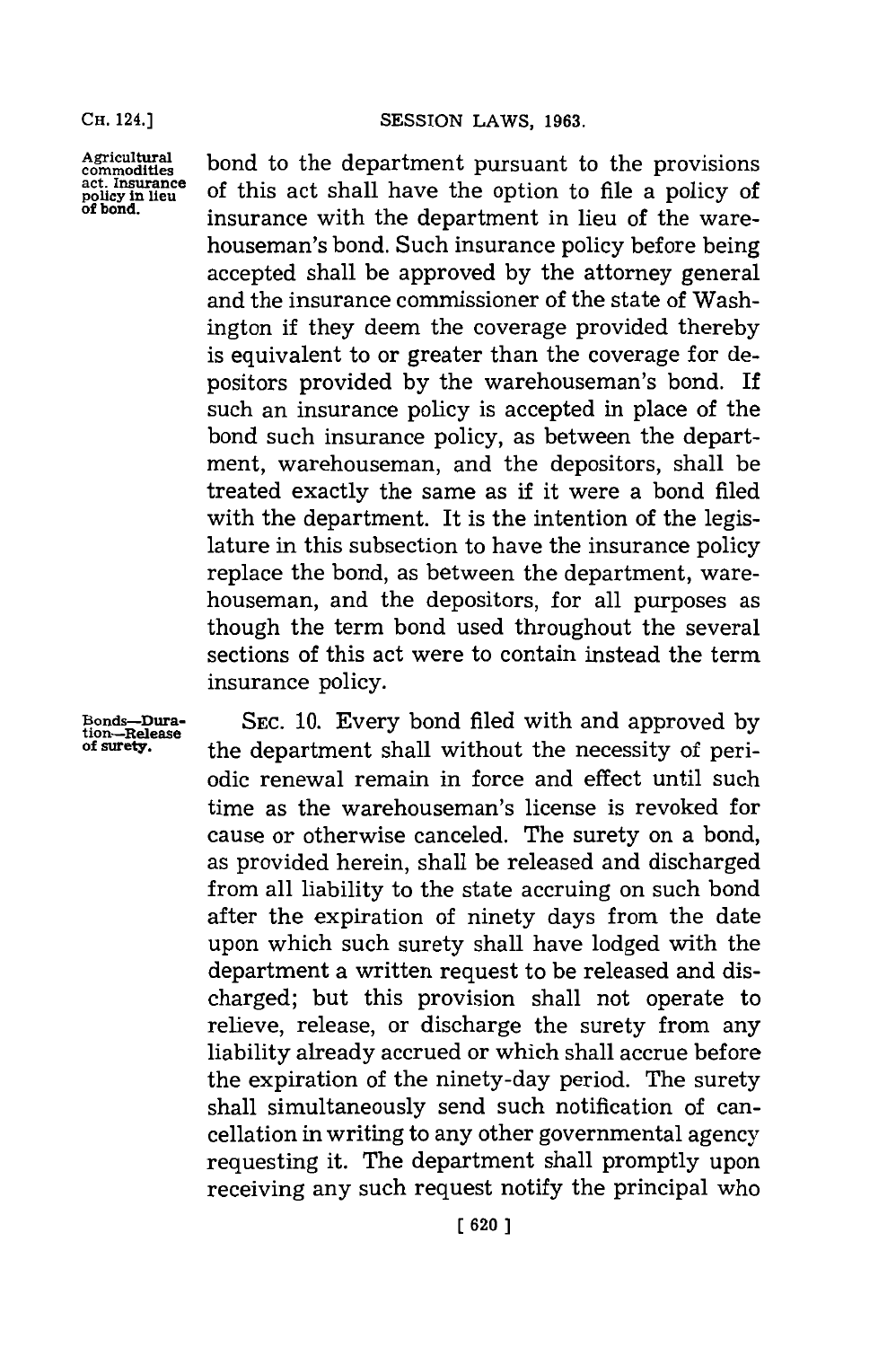Agricultural commodities act. Insurance policy in lieu of bond.

bond to the department pursuant to the provisions of this act shall have the option to file a policy of insurance with the department in lieu of the warehouseman's bond. Such insurance policy before being accepted shall be approved by the attorney general and the insurance commissioner of the state of Washington if they deem the coverage provided thereby is equivalent to or greater than the coverage for depositors provided by the warehouseman's bond. If such an insurance policy is accepted in place of the bond such insurance policy, as between the department, warehouseman, and the depositors, shall be treated exactly the same as if it were a bond filed with the department. It is the intention of the legislature in this subsection to have the insurance policy replace the bond, as between the department, warehouseman, and the depositors, for all purposes as though the term bond used throughout the several sections of this act were to contain instead the term insurance policy.

Bonds—Duration—Release of surety.

SEC. 10. Every bond filed with and approved by the department shall without the necessity of periodic renewal remain in force and effect until such time as the warehouseman's license is revoked for cause or otherwise canceled. The surety on a bond, as provided herein, shall be released and discharged from all liability to the state accruing on such bond after the expiration of ninety days from the date upon which such surety shall have lodged with the department a written request to be released and discharged; but this provision shall not operate to relieve, release, or discharge the surety from any liability already accrued or which shall accrue before the expiration of the ninety-day period. The surety shall simultaneously send such notification of cancellation in writing to any other governmental agency requesting it. The department shall promptly upon receiving any such request notify the principal who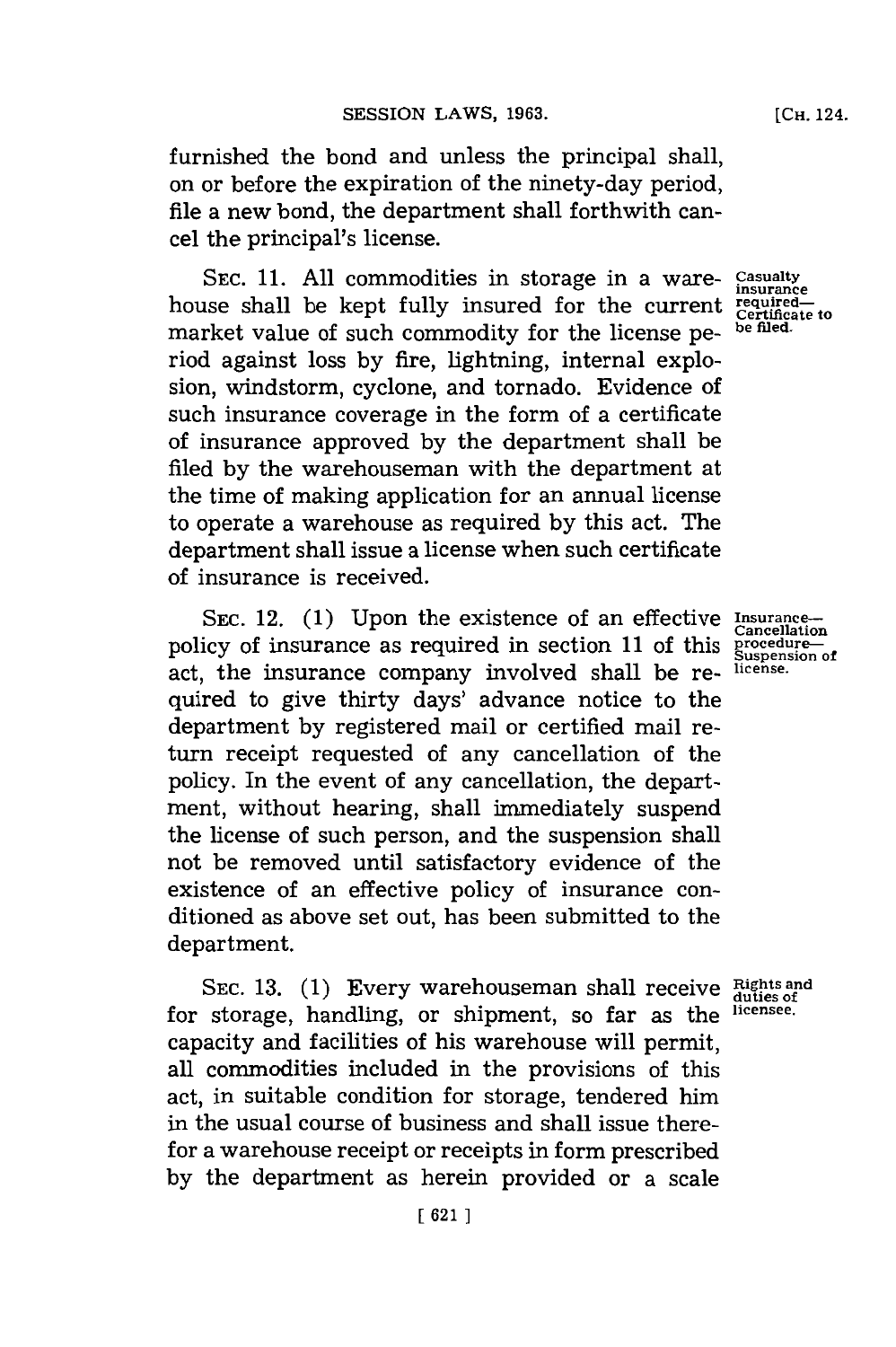furnished the bond and unless the principal shall, on or before the expiration of the ninety-day period, file a new bond, the department shall forthwith cancel the principal's license.

SEC. 11. All commodities in storage in a warehouse shall be kept fully insured for the current market value of such commodity for the license period against loss by fire, lightning, internal explosion, windstorm, cyclone, and tornado. Evidence of such insurance coverage in the form of a certificate of insurance approved by the department shall be filed by the warehouseman with the department at the time of making application for an annual license to operate a warehouse as required by this act. The department shall issue a license when such certificate of insurance is received.

**Casualty insurance required— Certificate to be filed.**

SEC. 12. (1) Upon the existence of an effective policy of insurance as required in section 11 of this act, the insurance company involved shall be required to give thirty days' advance notice to the department by registered mail or certified mail return receipt requested of any cancellation of the policy. In the event of any cancellation, the department, without hearing, shall immediately suspend the license of such person, and the suspension shall not be removed until satisfactory evidence of the existence of an effective policy of insurance conditioned as above set out, has been submitted to the department.

**Insurance— Cancellation procedure— Suspension of license.**

SEC. 13. (1) Every warehouseman shall receive for storage, handling, or shipment, so far as the capacity and facilities of his warehouse will permit, all commodities included in the provisions of this act, in suitable condition for storage, tendered him in the usual course of business and shall issue therefor a warehouse receipt or receipts in form prescribed by the department as herein provided or a scale

**Rights and duties of licensee.**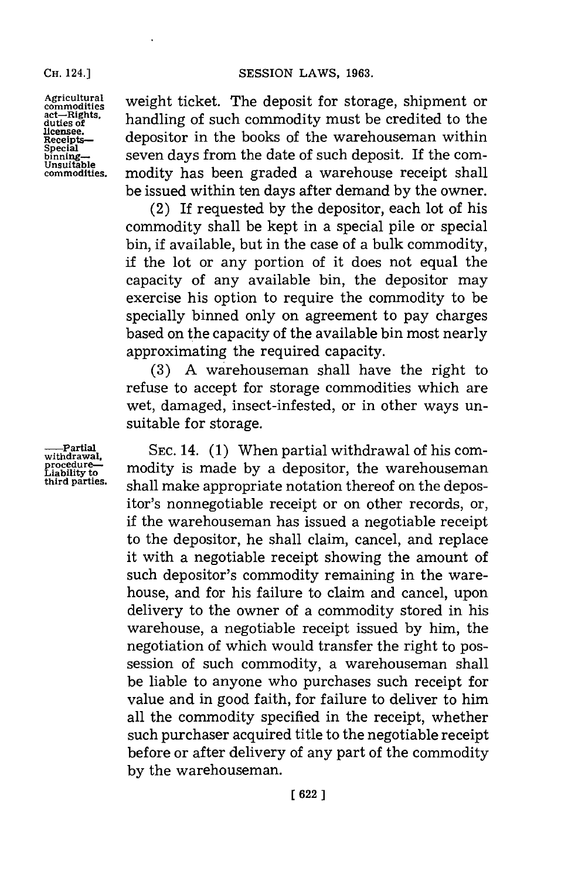Agricultural commodities act—Rights, duties of licensee. Receipts—Special binning—Unsuitable commodities.

weight ticket. The deposit for storage, shipment or handling of such commodity must be credited to the depositor in the books of the warehouseman within seven days from the date of such deposit. If the commodity has been graded a warehouse receipt shall be issued within ten days after demand by the owner.

(2) If requested by the depositor, each lot of his commodity shall be kept in a special pile or special bin, if available, but in the case of a bulk commodity, if the lot or any portion of it does not equal the capacity of any available bin, the depositor may exercise his option to require the commodity to be specially binned only on agreement to pay charges based on the capacity of the available bin most nearly approximating the required capacity.

(3) A warehouseman shall have the right to refuse to accept for storage commodities which are wet, damaged, insect-infested, or in other ways unsuitable for storage.

——Partial withdrawal, procedure—Liability to third parties.

SEC. 14. (1) When partial withdrawal of his commodity is made by a depositor, the warehouseman shall make appropriate notation thereof on the depositor's nonnegotiable receipt or on other records, or, if the warehouseman has issued a negotiable receipt to the depositor, he shall claim, cancel, and replace it with a negotiable receipt showing the amount of such depositor's commodity remaining in the warehouse, and for his failure to claim and cancel, upon delivery to the owner of a commodity stored in his warehouse, a negotiable receipt issued by him, the negotiation of which would transfer the right to possession of such commodity, a warehouseman shall be liable to anyone who purchases such receipt for value and in good faith, for failure to deliver to him all the commodity specified in the receipt, whether such purchaser acquired title to the negotiable receipt before or after delivery of any part of the commodity by the warehouseman.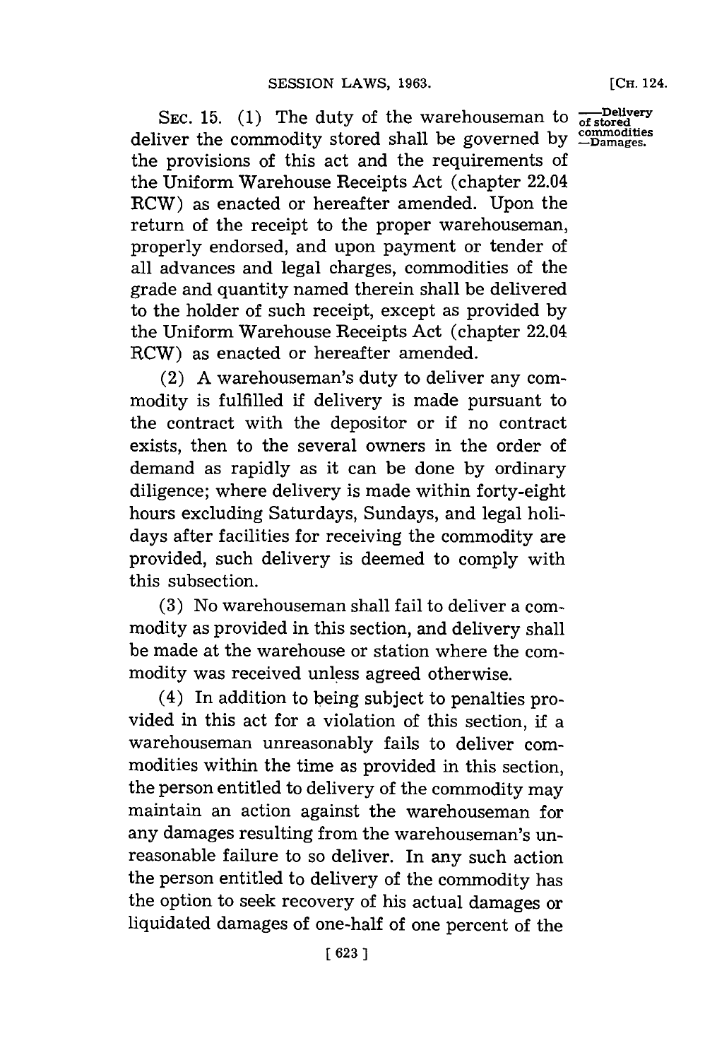SEC. 15. (1) The duty of the warehouseman to deliver the commodity stored shall be governed by the provisions of this act and the requirements of the Uniform Warehouse Receipts Act (chapter 22.04 RCW) as enacted or hereafter amended. Upon the return of the receipt to the proper warehouseman, properly endorsed, and upon payment or tender of all advances and legal charges, commodities of the grade and quantity named therein shall be delivered to the holder of such receipt, except as provided by the Uniform Warehouse Receipts Act (chapter 22.04 RCW) as enacted or hereafter amended.

—Delivery of stored commodities —Damages.

(2) A warehouseman's duty to deliver any commodity is fulfilled if delivery is made pursuant to the contract with the depositor or if no contract exists, then to the several owners in the order of demand as rapidly as it can be done by ordinary diligence; where delivery is made within forty-eight hours excluding Saturdays, Sundays, and legal holidays after facilities for receiving the commodity are provided, such delivery is deemed to comply with this subsection.

(3) No warehouseman shall fail to deliver a commodity as provided in this section, and delivery shall be made at the warehouse or station where the commodity was received unless agreed otherwise.

(4) In addition to being subject to penalties provided in this act for a violation of this section, if a warehouseman unreasonably fails to deliver commodities within the time as provided in this section, the person entitled to delivery of the commodity may maintain an action against the warehouseman for any damages resulting from the warehouseman's unreasonable failure to so deliver. In any such action the person entitled to delivery of the commodity has the option to seek recovery of his actual damages or liquidated damages of one-half of one percent of the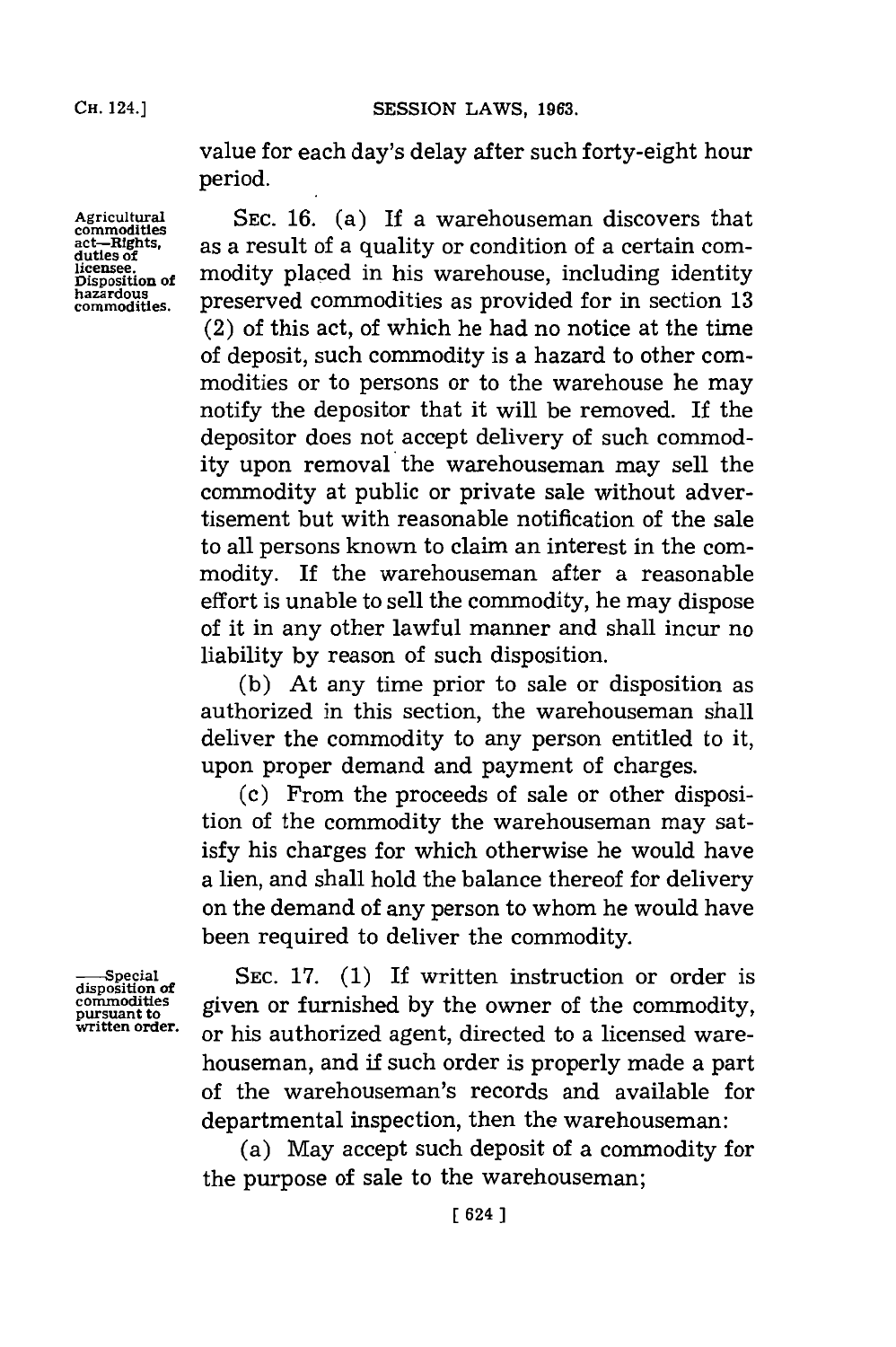value for each day's delay after such forty-eight hour period.

Agricultural commodities act—Rights, duties of licensee. Disposition of hazardous commodities.

SEC. 16. (a) If a warehouseman discovers that as a result of a quality or condition of a certain commodity placed in his warehouse, including identity preserved commodities as provided for in section 13 (2) of this act, of which he had no notice at the time of deposit, such commodity is a hazard to other commodities or to persons or to the warehouse he may notify the depositor that it will be removed. If the depositor does not accept delivery of such commodity upon removal the warehouseman may sell the commodity at public or private sale without advertisement but with reasonable notification of the sale to all persons known to claim an interest in the commodity. If the warehouseman after a reasonable effort is unable to sell the commodity, he may dispose of it in any other lawful manner and shall incur no liability by reason of such disposition.

(b) At any time prior to sale or disposition as authorized in this section, the warehouseman shall deliver the commodity to any person entitled to it, upon proper demand and payment of charges.

(c) From the proceeds of sale or other disposition of the commodity the warehouseman may satisfy his charges for which otherwise he would have a lien, and shall hold the balance thereof for delivery on the demand of any person to whom he would have been required to deliver the commodity.

—Special disposition of commodities pursuant to written order.

SEC. 17. (1) If written instruction or order is given or furnished by the owner of the commodity, or his authorized agent, directed to a licensed warehouseman, and if such order is properly made a part of the warehouseman's records and available for departmental inspection, then the warehouseman:

(a) May accept such deposit of a commodity for the purpose of sale to the warehouseman;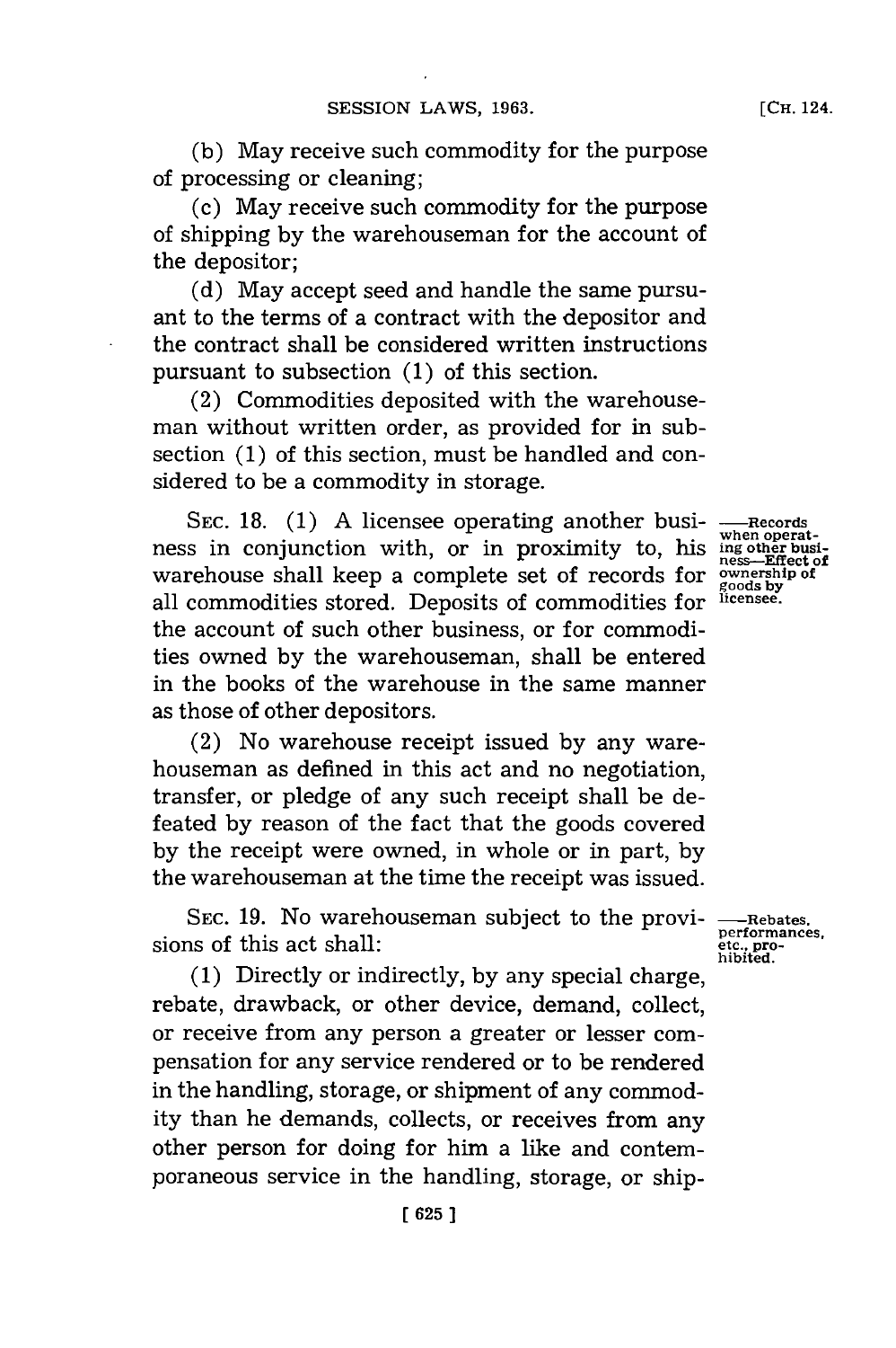(b) May receive such commodity for the purpose of processing or cleaning;

(c) May receive such commodity for the purpose of shipping by the warehouseman for the account of the depositor;

(d) May accept seed and handle the same pursuant to the terms of a contract with the depositor and the contract shall be considered written instructions pursuant to subsection (1) of this section.

(2) Commodities deposited with the warehouseman without written order, as provided for in subsection (1) of this section, must be handled and considered to be a commodity in storage.

—Records when operating other business—Effect of ownership of goods by licensee.

SEC. 18. (1) A licensee operating another business in conjunction with, or in proximity to, his warehouse shall keep a complete set of records for all commodities stored. Deposits of commodities for the account of such other business, or for commodities owned by the warehouseman, shall be entered in the books of the warehouse in the same manner as those of other depositors.

(2) No warehouse receipt issued by any warehouseman as defined in this act and no negotiation, transfer, or pledge of any such receipt shall be defeated by reason of the fact that the goods covered by the receipt were owned, in whole or in part, by the warehouseman at the time the receipt was issued.

—Rebates, performances, etc., prohibited.

SEC. 19. No warehouseman subject to the provisions of this act shall:

(1) Directly or indirectly, by any special charge, rebate, drawback, or other device, demand, collect, or receive from any person a greater or lesser compensation for any service rendered or to be rendered in the handling, storage, or shipment of any commodity than he demands, collects, or receives from any other person for doing for him a like and contemporaneous service in the handling, storage, or ship-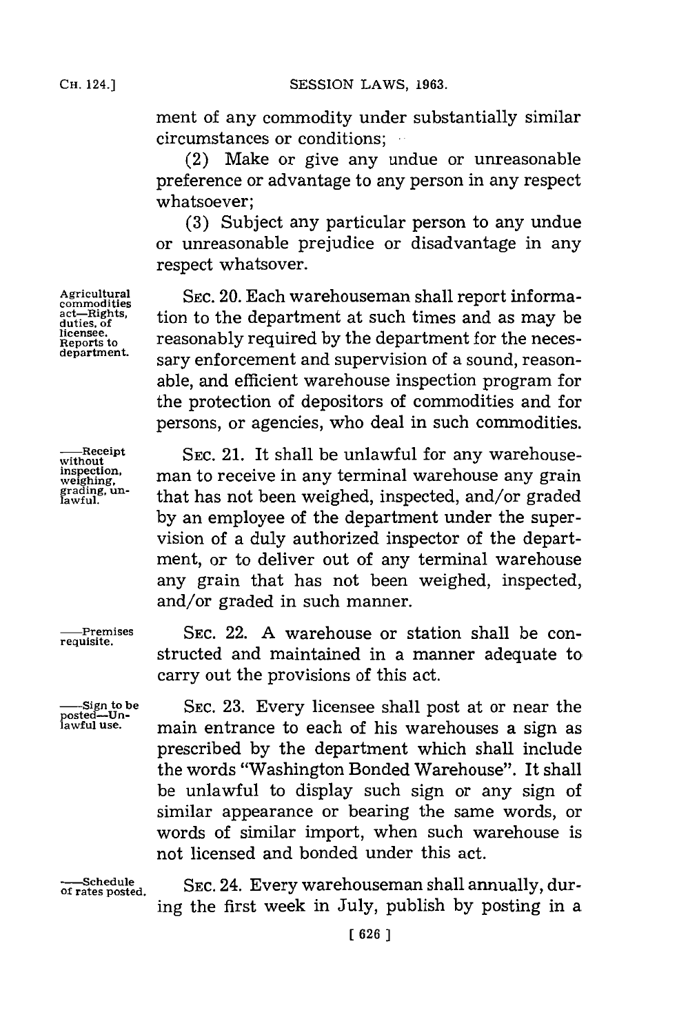ment of any commodity under substantially similar circumstances or conditions;

(2) Make or give any undue or unreasonable preference or advantage to any person in any respect whatsoever;

(3) Subject any particular person to any undue or unreasonable prejudice or disadvantage in any respect whatsover.

Agricultural commodities act—Rights, duties, of licensee. Reports to department.

SEC. 20. Each warehouseman shall report information to the department at such times and as may be reasonably required by the department for the necessary enforcement and supervision of a sound, reasonable, and efficient warehouse inspection program for the protection of depositors of commodities and for persons, or agencies, who deal in such commodities.

——Receipt without inspection, weighing, grading, unlawful.

SEC. 21. It shall be unlawful for any warehouseman to receive in any terminal warehouse any grain that has not been weighed, inspected, and/or graded by an employee of the department under the supervision of a duly authorized inspector of the department, or to deliver out of any terminal warehouse any grain that has not been weighed, inspected, and/or graded in such manner.

——Premises requisite.

SEC. 22. A warehouse or station shall be constructed and maintained in a manner adequate to carry out the provisions of this act.

——Sign to be posted—Unlawful use.

SEC. 23. Every licensee shall post at or near the main entrance to each of his warehouses a sign as prescribed by the department which shall include the words "Washington Bonded Warehouse". It shall be unlawful to display such sign or any sign of similar appearance or bearing the same words, or words of similar import, when such warehouse is not licensed and bonded under this act.

——Schedule of rates posted.

SEC. 24. Every warehouseman shall annually, during the first week in July, publish by posting in a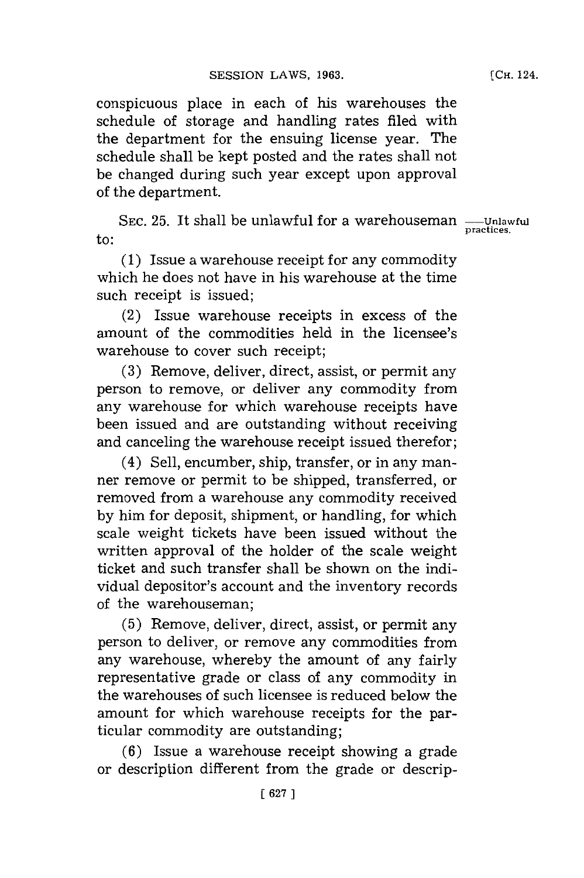conspicuous place in each of his warehouses the schedule of storage and handling rates filed with the department for the ensuing license year. The schedule shall be kept posted and the rates shall not be changed during such year except upon approval of the department.

SEC. 25. It shall be unlawful for a warehouseman to: —Unlawful practices.

(1) Issue a warehouse receipt for any commodity which he does not have in his warehouse at the time such receipt is issued;

(2) Issue warehouse receipts in excess of the amount of the commodities held in the licensee's warehouse to cover such receipt;

(3) Remove, deliver, direct, assist, or permit any person to remove, or deliver any commodity from any warehouse for which warehouse receipts have been issued and are outstanding without receiving and canceling the warehouse receipt issued therefor;

(4) Sell, encumber, ship, transfer, or in any manner remove or permit to be shipped, transferred, or removed from a warehouse any commodity received by him for deposit, shipment, or handling, for which scale weight tickets have been issued without the written approval of the holder of the scale weight ticket and such transfer shall be shown on the individual depositor's account and the inventory records of the warehouseman;

(5) Remove, deliver, direct, assist, or permit any person to deliver, or remove any commodities from any warehouse, whereby the amount of any fairly representative grade or class of any commodity in the warehouses of such licensee is reduced below the amount for which warehouse receipts for the particular commodity are outstanding;

(6) Issue a warehouse receipt showing a grade or description different from the grade or descrip-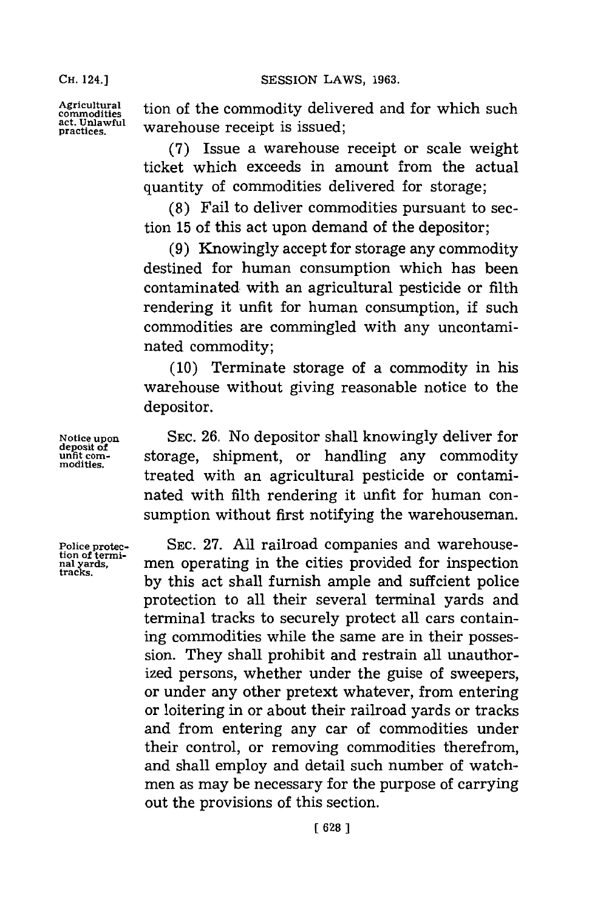tion of the commodity delivered and for which such warehouse receipt is issued;

(7) Issue a warehouse receipt or scale weight ticket which exceeds in amount from the actual quantity of commodities delivered for storage;

(8) Fail to deliver commodities pursuant to section 15 of this act upon demand of the depositor;

(9) Knowingly accept for storage any commodity destined for human consumption which has been contaminated with an agricultural pesticide or filth rendering it unfit for human consumption, if such commodities are commingled with any uncontaminated commodity;

(10) Terminate storage of a commodity in his warehouse without giving reasonable notice to the depositor.

*Notice upon deposit of unfit commodities.*

SEC. 26. No depositor shall knowingly deliver for storage, shipment, or handling any commodity treated with an agricultural pesticide or contaminated with filth rendering it unfit for human consumption without first notifying the warehouseman.

*Police protection of terminal yards, tracks.*

SEC. 27. All railroad companies and warehousemen operating in the cities provided for inspection by this act shall furnish ample and suffcient police protection to all their several terminal yards and terminal tracks to securely protect all cars containing commodities while the same are in their possession. They shall prohibit and restrain all unauthorized persons, whether under the guise of sweepers, or under any other pretext whatever, from entering or loitering in or about their railroad yards or tracks and from entering any car of commodities under their control, or removing commodities therefrom, and shall employ and detail such number of watchmen as may be necessary for the purpose of carrying out the provisions of this section.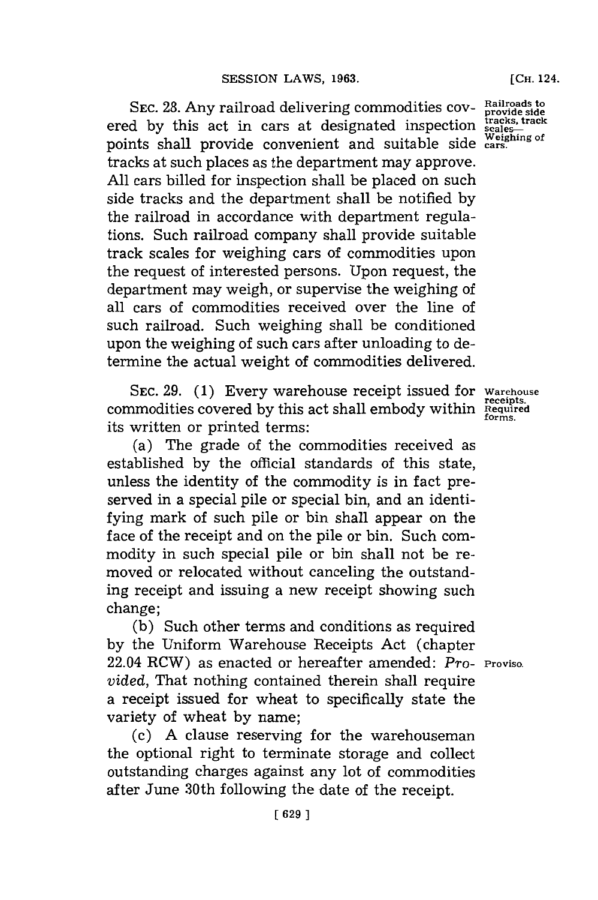SEC. 28. Any railroad delivering commodities covered by this act in cars at designated inspection points shall provide convenient and suitable side tracks at such places as the department may approve. All cars billed for inspection shall be placed on such side tracks and the department shall be notified by the railroad in accordance with department regulations. Such railroad company shall provide suitable track scales for weighing cars of commodities upon the request of interested persons. Upon request, the department may weigh, or supervise the weighing of all cars of commodities received over the line of such railroad. Such weighing shall be conditioned upon the weighing of such cars after unloading to determine the actual weight of commodities delivered.

Railroads to provide side tracks, track scales—Weighing of cars.

SEC. 29. (1) Every warehouse receipt issued for commodities covered by this act shall embody within its written or printed terms:

Warehouse receipts. Required forms.

(a) The grade of the commodities received as established by the official standards of this state, unless the identity of the commodity is in fact preserved in a special pile or special bin, and an identifying mark of such pile or bin shall appear on the face of the receipt and on the pile or bin. Such commodity in such special pile or bin shall not be removed or relocated without canceling the outstanding receipt and issuing a new receipt showing such change;

(b) Such other terms and conditions as required by the Uniform Warehouse Receipts Act (chapter 22.04 RCW) as enacted or hereafter amended: *Provided*, That nothing contained therein shall require a receipt issued for wheat to specifically state the variety of wheat by name;

Proviso.

(c) A clause reserving for the warehouseman the optional right to terminate storage and collect outstanding charges against any lot of commodities after June 30th following the date of the receipt.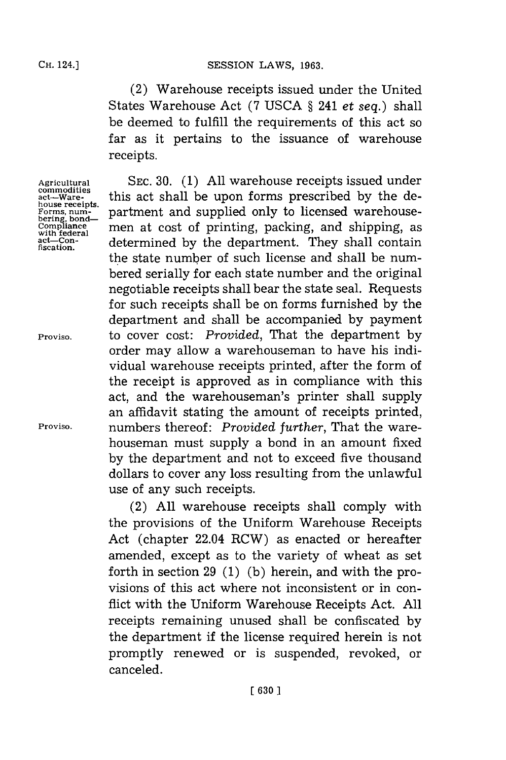(2) Warehouse receipts issued under the United States Warehouse Act (7 USCA § 241 *et seq.*) shall be deemed to fulfill the requirements of this act so far as it pertains to the issuance of warehouse receipts.

Agricultural commodities act—Warehouse receipts. Forms, numbering, bond—Compliance with federal act—Confiscation.

SEC. 30. (1) All warehouse receipts issued under this act shall be upon forms prescribed by the department and supplied only to licensed warehousemen at cost of printing, packing, and shipping, as determined by the department. They shall contain the state number of such license and shall be numbered serially for each state number and the original negotiable receipts shall bear the state seal. Requests for such receipts shall be on forms furnished by the department and shall be accompanied by payment to cover cost: *Provided*, That the department by order may allow a warehouseman to have his individual warehouse receipts printed, after the form of the receipt is approved as in compliance with this act, and the warehouseman's printer shall supply an affidavit stating the amount of receipts printed, numbers thereof: *Provided further*, That the warehouseman must supply a bond in an amount fixed by the department and not to exceed five thousand dollars to cover any loss resulting from the unlawful use of any such receipts.

Proviso.

Proviso.

(2) All warehouse receipts shall comply with the provisions of the Uniform Warehouse Receipts Act (chapter 22.04 RCW) as enacted or hereafter amended, except as to the variety of wheat as set forth in section 29 (1) (b) herein, and with the provisions of this act where not inconsistent or in conflict with the Uniform Warehouse Receipts Act. All receipts remaining unused shall be confiscated by the department if the license required herein is not promptly renewed or is suspended, revoked, or canceled.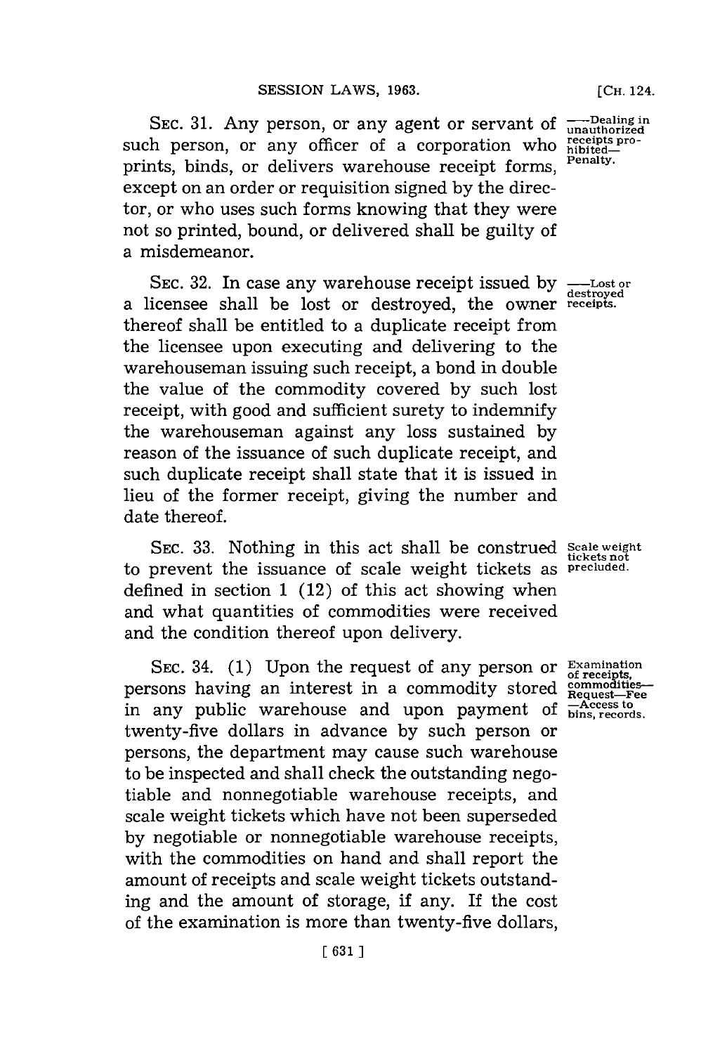SEC. 31. Any person, or any agent or servant of such person, or any officer of a corporation who prints, binds, or delivers warehouse receipt forms, except on an order or requisition signed by the director, or who uses such forms knowing that they were not so printed, bound, or delivered shall be guilty of a misdemeanor.

—Dealing in unauthorized receipts prohibited—Penalty.

SEC. 32. In case any warehouse receipt issued by a licensee shall be lost or destroyed, the owner thereof shall be entitled to a duplicate receipt from the licensee upon executing and delivering to the warehouseman issuing such receipt, a bond in double the value of the commodity covered by such lost receipt, with good and sufficient surety to indemnify the warehouseman against any loss sustained by reason of the issuance of such duplicate receipt, and such duplicate receipt shall state that it is issued in lieu of the former receipt, giving the number and date thereof.

—Lost or destroyed receipts.

SEC. 33. Nothing in this act shall be construed to prevent the issuance of scale weight tickets as defined in section 1 (12) of this act showing when and what quantities of commodities were received and the condition thereof upon delivery.

Scale weight tickets not precluded.

SEC. 34. (1) Upon the request of any person or persons having an interest in a commodity stored in any public warehouse and upon payment of twenty-five dollars in advance by such person or persons, the department may cause such warehouse to be inspected and shall check the outstanding negotiable and nonnegotiable warehouse receipts, and scale weight tickets which have not been superseded by negotiable or nonnegotiable warehouse receipts, with the commodities on hand and shall report the amount of receipts and scale weight tickets outstanding and the amount of storage, if any. If the cost of the examination is more than twenty-five dollars,

Examination of receipts, commodities—Request—Fee—Access to bins, records.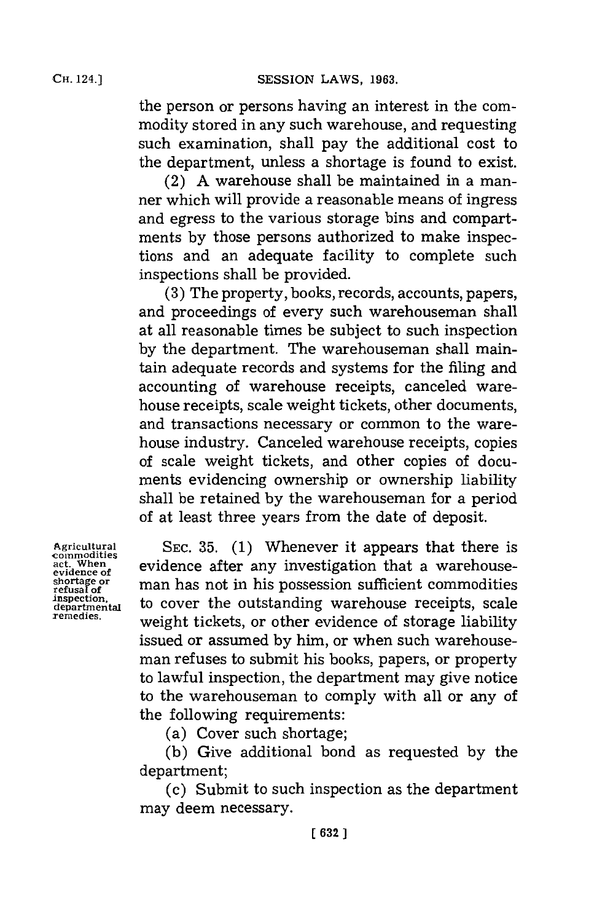the person or persons having an interest in the commodity stored in any such warehouse, and requesting such examination, shall pay the additional cost to the department, unless a shortage is found to exist.

(2) A warehouse shall be maintained in a manner which will provide a reasonable means of ingress and egress to the various storage bins and compartments by those persons authorized to make inspections and an adequate facility to complete such inspections shall be provided.

(3) The property, books, records, accounts, papers, and proceedings of every such warehouseman shall at all reasonable times be subject to such inspection by the department. The warehouseman shall maintain adequate records and systems for the filing and accounting of warehouse receipts, canceled warehouse receipts, scale weight tickets, other documents, and transactions necessary or common to the warehouse industry. Canceled warehouse receipts, copies of scale weight tickets, and other copies of documents evidencing ownership or ownership liability shall be retained by the warehouseman for a period of at least three years from the date of deposit.

Agricultural commodities act. When evidence of shortage or refusal of inspection, departmental remedies.

SEC. 35. (1) Whenever it appears that there is evidence after any investigation that a warehouseman has not in his possession sufficient commodities to cover the outstanding warehouse receipts, scale weight tickets, or other evidence of storage liability issued or assumed by him, or when such warehouseman refuses to submit his books, papers, or property to lawful inspection, the department may give notice to the warehouseman to comply with all or any of the following requirements:

(a) Cover such shortage;

(b) Give additional bond as requested by the department;

(c) Submit to such inspection as the department may deem necessary.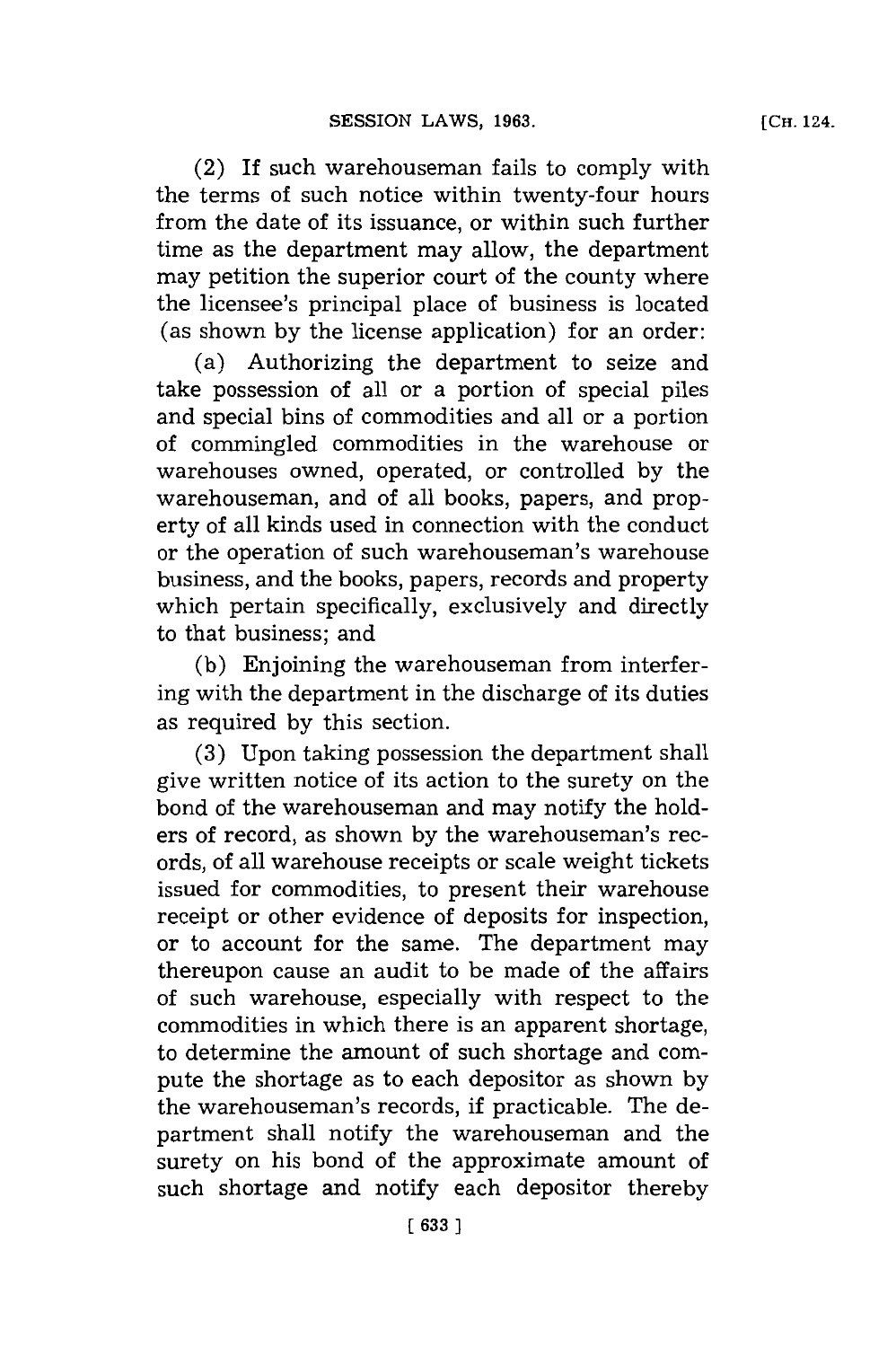(2) If such warehouseman fails to comply with the terms of such notice within twenty-four hours from the date of its issuance, or within such further time as the department may allow, the department may petition the superior court of the county where the licensee's principal place of business is located (as shown by the license application) for an order:

(a) Authorizing the department to seize and take possession of all or a portion of special piles and special bins of commodities and all or a portion of commingled commodities in the warehouse or warehouses owned, operated, or controlled by the warehouseman, and of all books, papers, and property of all kinds used in connection with the conduct or the operation of such warehouseman's warehouse business, and the books, papers, records and property which pertain specifically, exclusively and directly to that business; and

(b) Enjoining the warehouseman from interfering with the department in the discharge of its duties as required by this section.

(3) Upon taking possession the department shall give written notice of its action to the surety on the bond of the warehouseman and may notify the holders of record, as shown by the warehouseman's records, of all warehouse receipts or scale weight tickets issued for commodities, to present their warehouse receipt or other evidence of deposits for inspection, or to account for the same. The department may thereupon cause an audit to be made of the affairs of such warehouse, especially with respect to the commodities in which there is an apparent shortage, to determine the amount of such shortage and compute the shortage as to each depositor as shown by the warehouseman's records, if practicable. The department shall notify the warehouseman and the surety on his bond of the approximate amount of such shortage and notify each depositor thereby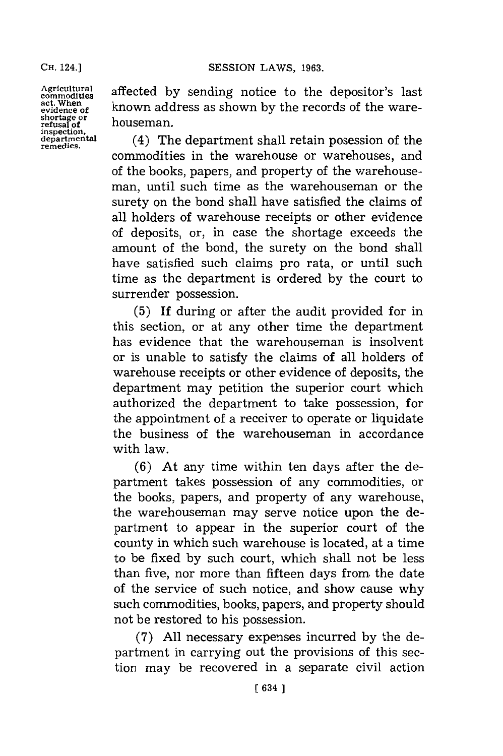Agricultural commodities act. When evidence of shortage or refusal of inspection, departmental remedies.

affected by sending notice to the depositor's last known address as shown by the records of the warehouseman.

(4) The department shall retain posession of the commodities in the warehouse or warehouses, and of the books, papers, and property of the warehouseman, until such time as the warehouseman or the surety on the bond shall have satisfied the claims of all holders of warehouse receipts or other evidence of deposits, or, in case the shortage exceeds the amount of the bond, the surety on the bond shall have satisfied such claims pro rata, or until such time as the department is ordered by the court to surrender possession.

(5) If during or after the audit provided for in this section, or at any other time the department has evidence that the warehouseman is insolvent or is unable to satisfy the claims of all holders of warehouse receipts or other evidence of deposits, the department may petition the superior court which authorized the department to take possession, for the appointment of a receiver to operate or liquidate the business of the warehouseman in accordance with law.

(6) At any time within ten days after the department takes possession of any commodities, or the books, papers, and property of any warehouse, the warehouseman may serve notice upon the department to appear in the superior court of the county in which such warehouse is located, at a time to be fixed by such court, which shall not be less than five, nor more than fifteen days from the date of the service of such notice, and show cause why such commodities, books, papers, and property should not be restored to his possession.

(7) All necessary expenses incurred by the department in carrying out the provisions of this section may be recovered in a separate civil action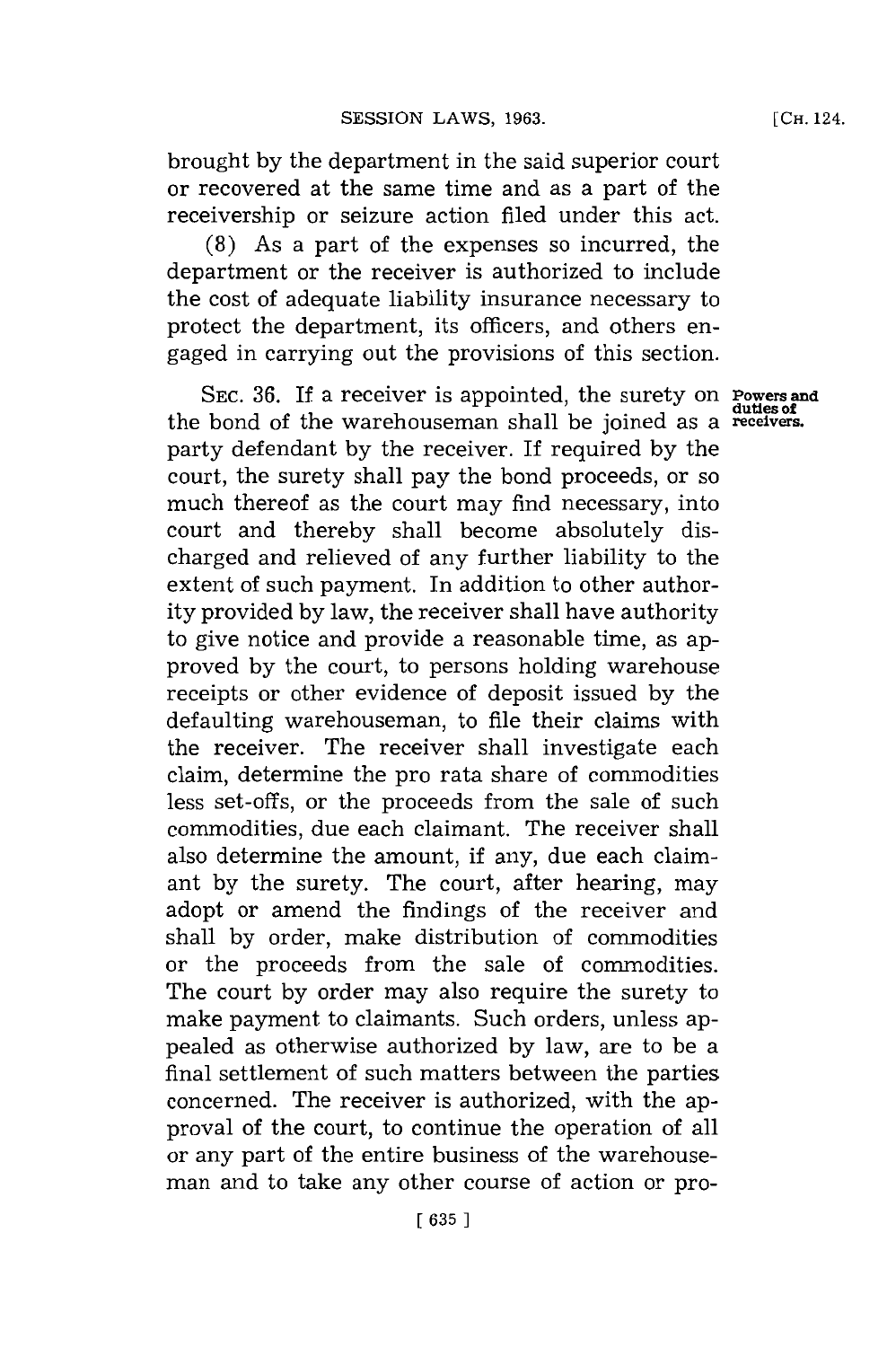brought by the department in the said superior court or recovered at the same time and as a part of the receivership or seizure action filed under this act.

(8) As a part of the expenses so incurred, the department or the receiver is authorized to include the cost of adequate liability insurance necessary to protect the department, its officers, and others engaged in carrying out the provisions of this section.

SEC. 36. If a receiver is appointed, the surety on the bond of the warehouseman shall be joined as a party defendant by the receiver. If required by the court, the surety shall pay the bond proceeds, or so much thereof as the court may find necessary, into court and thereby shall become absolutely discharged and relieved of any further liability to the extent of such payment. In addition to other authority provided by law, the receiver shall have authority to give notice and provide a reasonable time, as approved by the court, to persons holding warehouse receipts or other evidence of deposit issued by the defaulting warehouseman, to file their claims with the receiver. The receiver shall investigate each claim, determine the pro rata share of commodities less set-offs, or the proceeds from the sale of such commodities, due each claimant. The receiver shall also determine the amount, if any, due each claimant by the surety. The court, after hearing, may adopt or amend the findings of the receiver and shall by order, make distribution of commodities or the proceeds from the sale of commodities. The court by order may also require the surety to make payment to claimants. Such orders, unless appealed as otherwise authorized by law, are to be a final settlement of such matters between the parties concerned. The receiver is authorized, with the approval of the court, to continue the operation of all or any part of the entire business of the warehouseman and to take any other course of action or pro-

Powers and duties of receivers.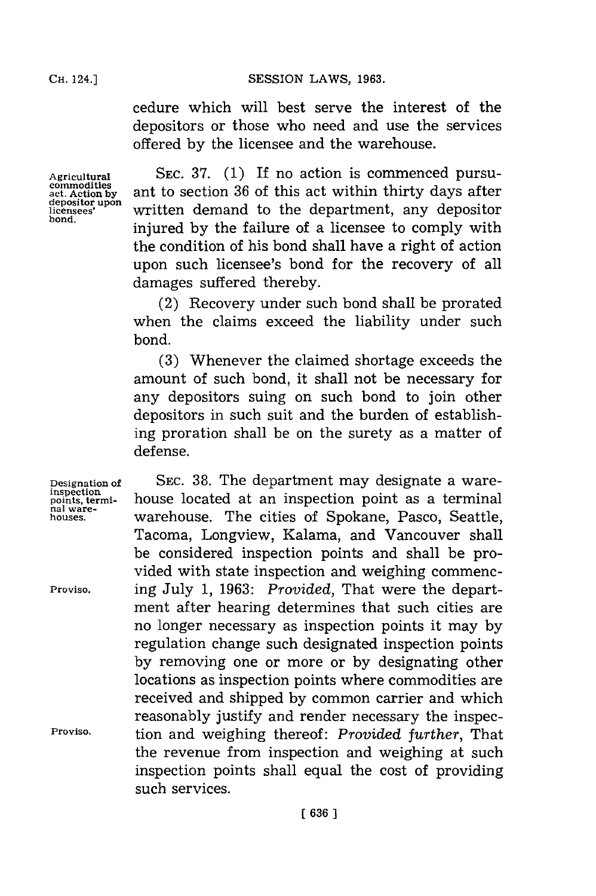cedure which will best serve the interest of the depositors or those who need and use the services offered by the licensee and the warehouse.

Agricultural commodities act. Action by depositor upon licensees' bond.

SEC. 37. (1) If no action is commenced pursuant to section 36 of this act within thirty days after written demand to the department, any depositor injured by the failure of a licensee to comply with the condition of his bond shall have a right of action upon such licensee's bond for the recovery of all damages suffered thereby.

(2) Recovery under such bond shall be prorated when the claims exceed the liability under such bond.

(3) Whenever the claimed shortage exceeds the amount of such bond, it shall not be necessary for any depositors suing on such bond to join other depositors in such suit and the burden of establishing proration shall be on the surety as a matter of defense.

Designation of inspection points, terminal warehouses.

SEC. 38. The department may designate a warehouse located at an inspection point as a terminal warehouse. The cities of Spokane, Pasco, Seattle, Tacoma, Longview, Kalama, and Vancouver shall be considered inspection points and shall be provided with state inspection and weighing commencing July 1, 1963: *Provided*, That were the department after hearing determines that such cities are no longer necessary as inspection points it may by regulation change such designated inspection points by removing one or more or by designating other locations as inspection points where commodities are received and shipped by common carrier and which reasonably justify and render necessary the inspection and weighing thereof: *Provided further*, That the revenue from inspection and weighing at such inspection points shall equal the cost of providing such services.

Proviso.

Proviso.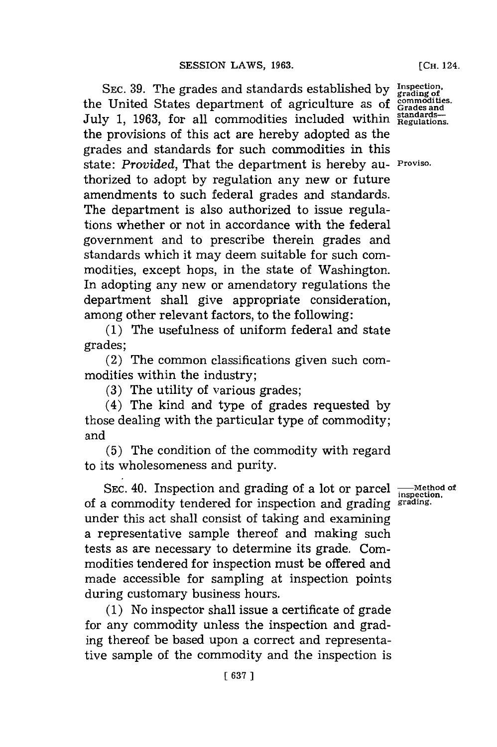SEC. 39. The grades and standards established by the United States department of agriculture as of July 1, 1963, for all commodities included within the provisions of this act are hereby adopted as the grades and standards for such commodities in this state: *Provided*, That the department is hereby authorized to adopt by regulation any new or future amendments to such federal grades and standards. The department is also authorized to issue regulations whether or not in accordance with the federal government and to prescribe therein grades and standards which it may deem suitable for such commodities, except hops, in the state of Washington. In adopting any new or amendatory regulations the department shall give appropriate consideration, among other relevant factors, to the following:

Inspection, grading of commodities. Grades and standards—Regulations.

Proviso.

(1) The usefulness of uniform federal and state grades;

(2) The common classifications given such commodities within the industry;

(3) The utility of various grades;

(4) The kind and type of grades requested by those dealing with the particular type of commodity; and

(5) The condition of the commodity with regard to its wholesomeness and purity.

SEC. 40. Inspection and grading of a lot or parcel of a commodity tendered for inspection and grading under this act shall consist of taking and examining a representative sample thereof and making such tests as are necessary to determine its grade. Commodities tendered for inspection must be offered and made accessible for sampling at inspection points during customary business hours.

—Method of inspection, grading.

(1) No inspector shall issue a certificate of grade for any commodity unless the inspection and grading thereof be based upon a correct and representative sample of the commodity and the inspection is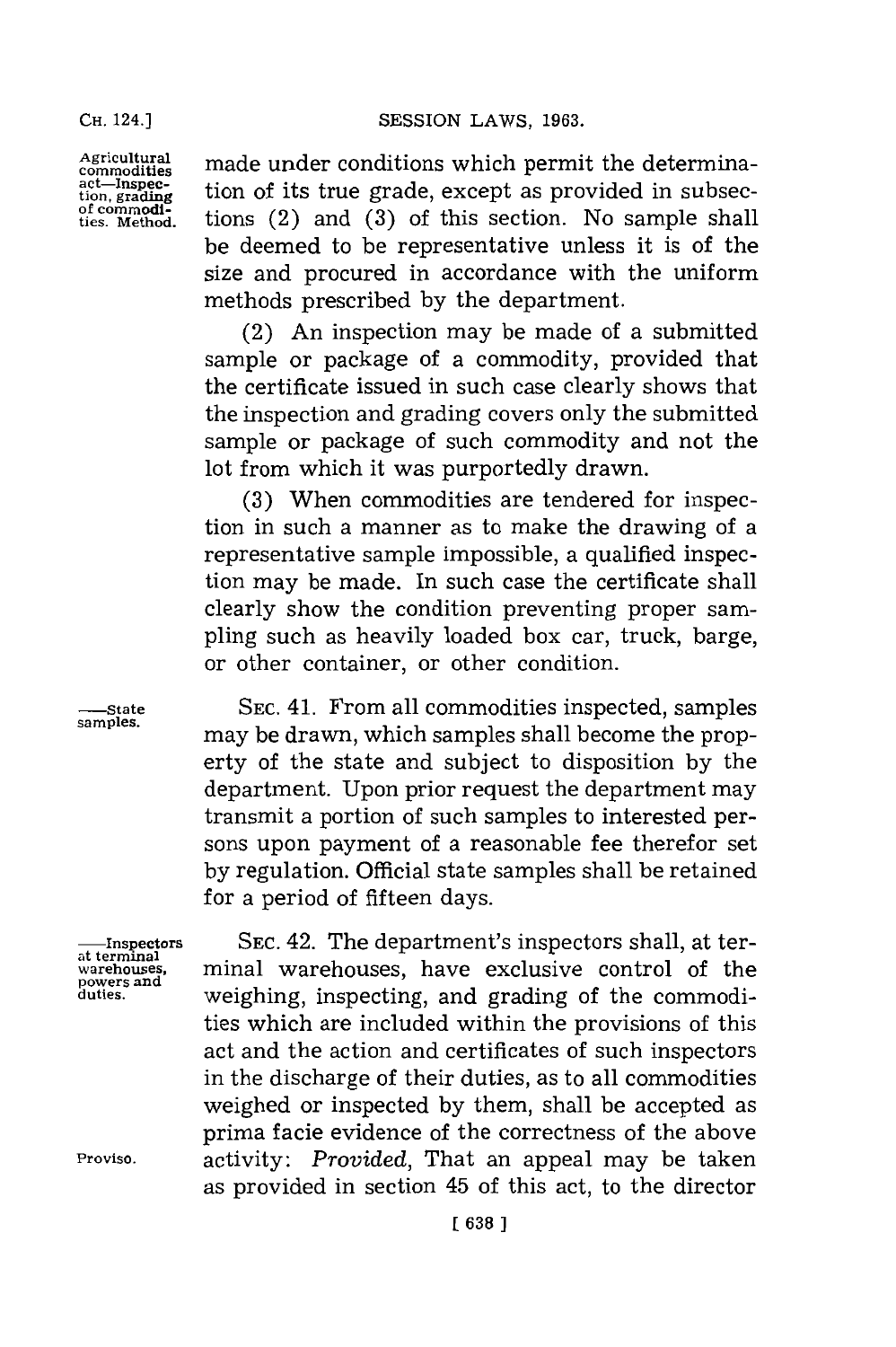made under conditions which permit the determination of its true grade, except as provided in subsections (2) and (3) of this section. No sample shall be deemed to be representative unless it is of the size and procured in accordance with the uniform methods prescribed by the department.

(2) An inspection may be made of a submitted sample or package of a commodity, provided that the certificate issued in such case clearly shows that the inspection and grading covers only the submitted sample or package of such commodity and not the lot from which it was purportedly drawn.

(3) When commodities are tendered for inspection in such a manner as to make the drawing of a representative sample impossible, a qualified inspection may be made. In such case the certificate shall clearly show the condition preventing proper sampling such as heavily loaded box car, truck, barge, or other container, or other condition.

SEC. 41. From all commodities inspected, samples may be drawn, which samples shall become the property of the state and subject to disposition by the department. Upon prior request the department may transmit a portion of such samples to interested persons upon payment of a reasonable fee therefor set by regulation. Official state samples shall be retained for a period of fifteen days.

SEC. 42. The department's inspectors shall, at terminal warehouses, have exclusive control of the weighing, inspecting, and grading of the commodities which are included within the provisions of this act and the action and certificates of such inspectors in the discharge of their duties, as to all commodities weighed or inspected by them, shall be accepted as prima facie evidence of the correctness of the above activity: *Provided*, That an appeal may be taken as provided in section 45 of this act, to the director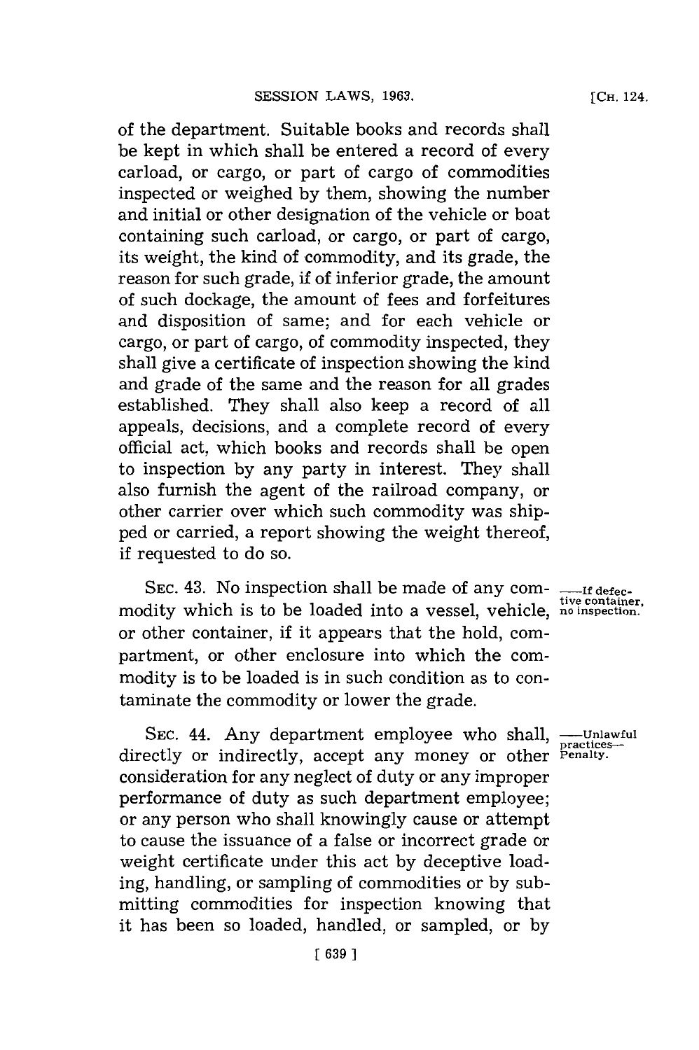of the department. Suitable books and records shall be kept in which shall be entered a record of every carload, or cargo, or part of cargo of commodities inspected or weighed by them, showing the number and initial or other designation of the vehicle or boat containing such carload, or cargo, or part of cargo, its weight, the kind of commodity, and its grade, the reason for such grade, if of inferior grade, the amount of such dockage, the amount of fees and forfeitures and disposition of same; and for each vehicle or cargo, or part of cargo, of commodity inspected, they shall give a certificate of inspection showing the kind and grade of the same and the reason for all grades established. They shall also keep a record of all appeals, decisions, and a complete record of every official act, which books and records shall be open to inspection by any party in interest. They shall also furnish the agent of the railroad company, or other carrier over which such commodity was shipped or carried, a report showing the weight thereof, if requested to do so.

—If defective container, no inspection.

SEC. 43. No inspection shall be made of any commodity which is to be loaded into a vessel, vehicle, or other container, if it appears that the hold, compartment, or other enclosure into which the commodity is to be loaded is in such condition as to contaminate the commodity or lower the grade.

—Unlawful practices—Penalty.

SEC. 44. Any department employee who shall, directly or indirectly, accept any money or other consideration for any neglect of duty or any improper performance of duty as such department employee; or any person who shall knowingly cause or attempt to cause the issuance of a false or incorrect grade or weight certificate under this act by deceptive loading, handling, or sampling of commodities or by submitting commodities for inspection knowing that it has been so loaded, handled, or sampled, or by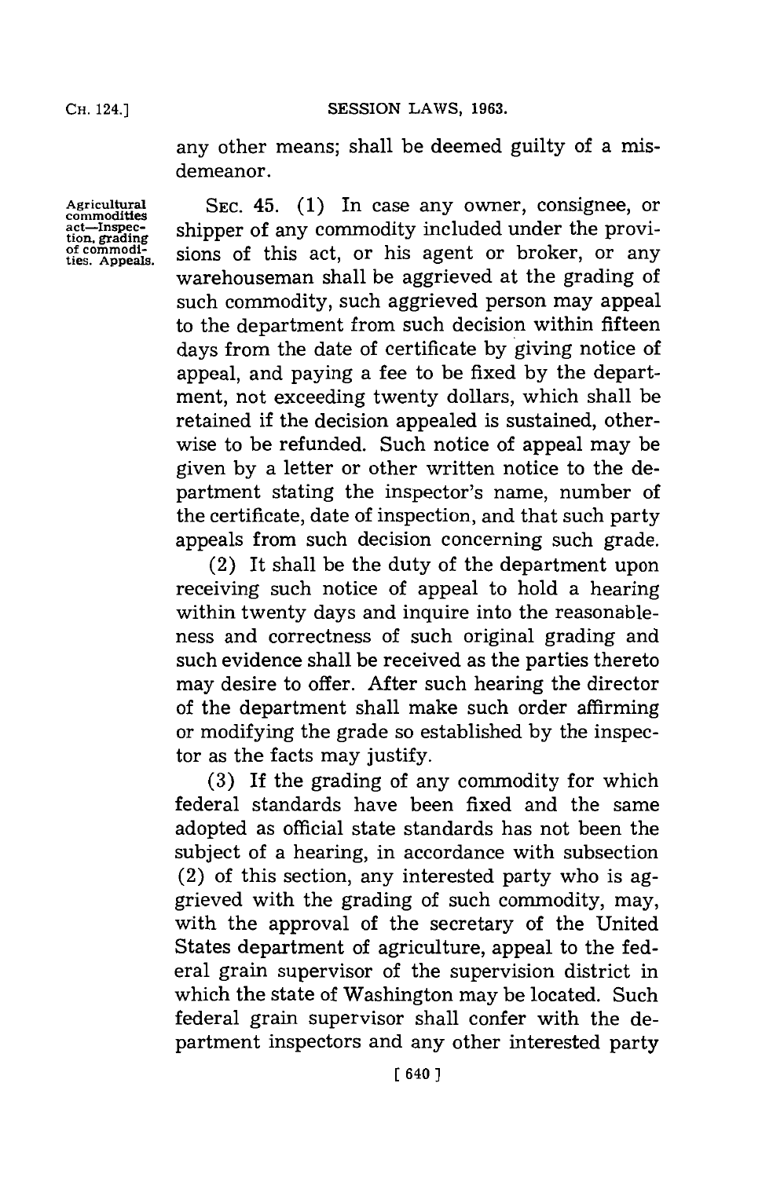any other means; shall be deemed guilty of a misdemeanor.

Agricultural commodities act—Inspection, grading of commodities. Appeals.

SEC. 45. (1) In case any owner, consignee, or shipper of any commodity included under the provisions of this act, or his agent or broker, or any warehouseman shall be aggrieved at the grading of such commodity, such aggrieved person may appeal to the department from such decision within fifteen days from the date of certificate by giving notice of appeal, and paying a fee to be fixed by the department, not exceeding twenty dollars, which shall be retained if the decision appealed is sustained, otherwise to be refunded. Such notice of appeal may be given by a letter or other written notice to the department stating the inspector's name, number of the certificate, date of inspection, and that such party appeals from such decision concerning such grade.

(2) It shall be the duty of the department upon receiving such notice of appeal to hold a hearing within twenty days and inquire into the reasonableness and correctness of such original grading and such evidence shall be received as the parties thereto may desire to offer. After such hearing the director of the department shall make such order affirming or modifying the grade so established by the inspector as the facts may justify.

(3) If the grading of any commodity for which federal standards have been fixed and the same adopted as official state standards has not been the subject of a hearing, in accordance with subsection (2) of this section, any interested party who is aggrieved with the grading of such commodity, may, with the approval of the secretary of the United States department of agriculture, appeal to the federal grain supervisor of the supervision district in which the state of Washington may be located. Such federal grain supervisor shall confer with the department inspectors and any other interested party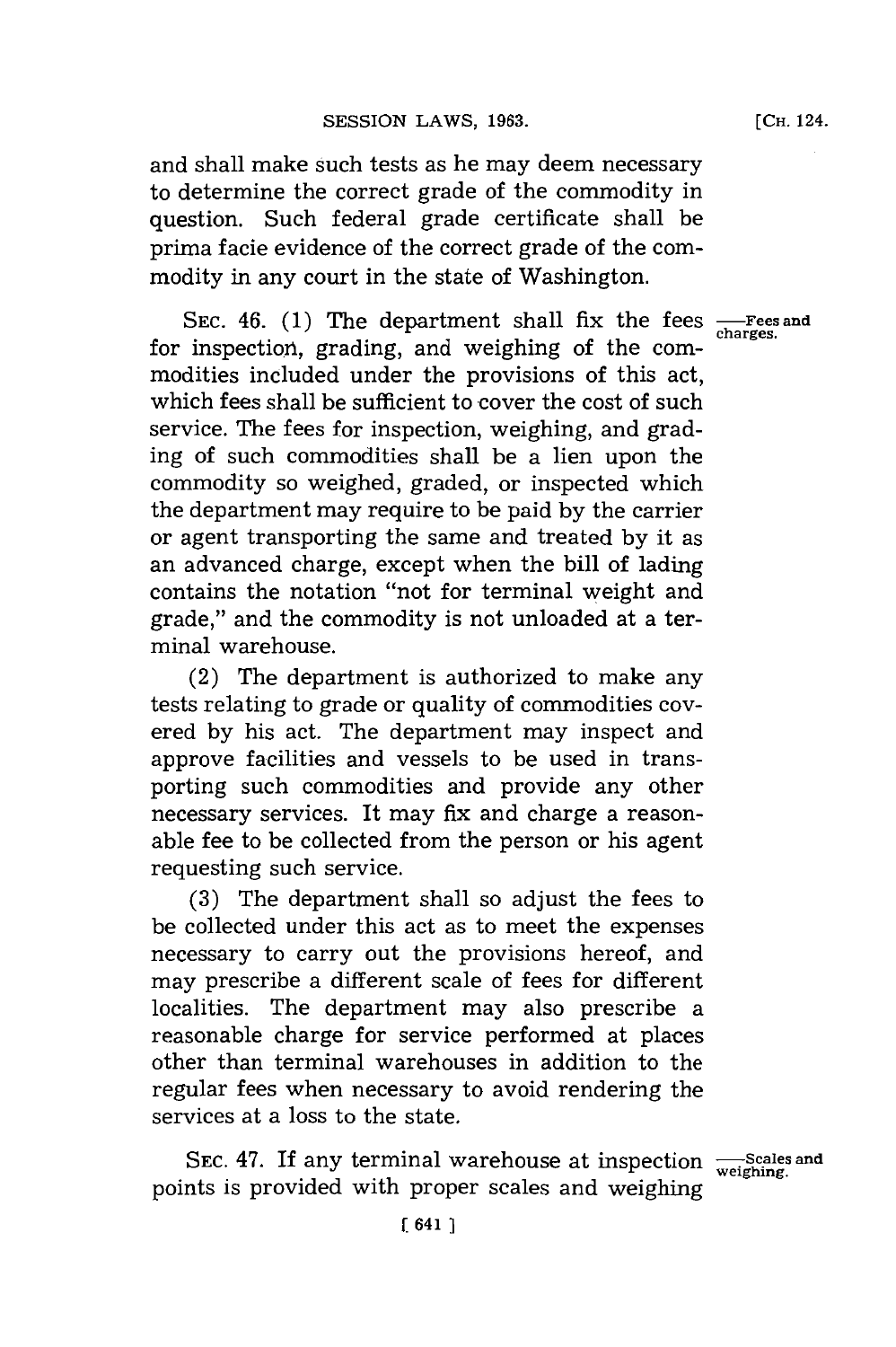and shall make such tests as he may deem necessary to determine the correct grade of the commodity in question. Such federal grade certificate shall be prima facie evidence of the correct grade of the commodity in any court in the state of Washington.

—Fees and charges.

SEC. 46. (1) The department shall fix the fees for inspection, grading, and weighing of the commodities included under the provisions of this act, which fees shall be sufficient to cover the cost of such service. The fees for inspection, weighing, and grading of such commodities shall be a lien upon the commodity so weighed, graded, or inspected which the department may require to be paid by the carrier or agent transporting the same and treated by it as an advanced charge, except when the bill of lading contains the notation "not for terminal weight and grade," and the commodity is not unloaded at a terminal warehouse.

(2) The department is authorized to make any tests relating to grade or quality of commodities covered by his act. The department may inspect and approve facilities and vessels to be used in transporting such commodities and provide any other necessary services. It may fix and charge a reasonable fee to be collected from the person or his agent requesting such service.

(3) The department shall so adjust the fees to be collected under this act as to meet the expenses necessary to carry out the provisions hereof, and may prescribe a different scale of fees for different localities. The department may also prescribe a reasonable charge for service performed at places other than terminal warehouses in addition to the regular fees when necessary to avoid rendering the services at a loss to the state.

—Scales and weighing.

SEC. 47. If any terminal warehouse at inspection points is provided with proper scales and weighing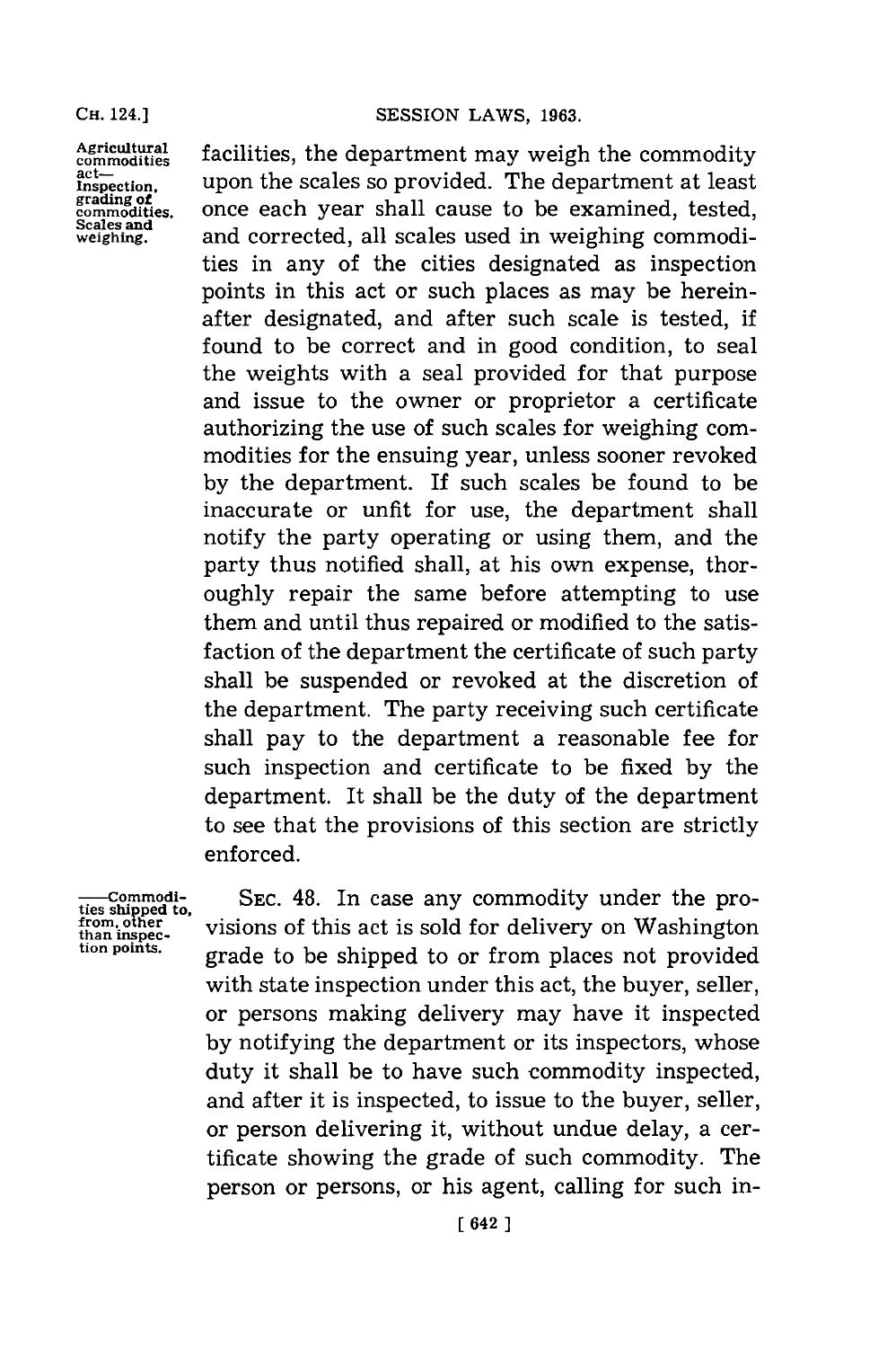Agricultural commodities act— Inspection, grading of commodities. Scales and weighing.

facilities, the department may weigh the commodity upon the scales so provided. The department at least once each year shall cause to be examined, tested, and corrected, all scales used in weighing commodities in any of the cities designated as inspection points in this act or such places as may be hereinafter designated, and after such scale is tested, if found to be correct and in good condition, to seal the weights with a seal provided for that purpose and issue to the owner or proprietor a certificate authorizing the use of such scales for weighing commodities for the ensuing year, unless sooner revoked by the department. If such scales be found to be inaccurate or unfit for use, the department shall notify the party operating or using them, and the party thus notified shall, at his own expense, thoroughly repair the same before attempting to use them and until thus repaired or modified to the satisfaction of the department the certificate of such party shall be suspended or revoked at the discretion of the department. The party receiving such certificate shall pay to the department a reasonable fee for such inspection and certificate to be fixed by the department. It shall be the duty of the department to see that the provisions of this section are strictly enforced.

—Commodities shipped to, from, other than inspection points.

SEC. 48. In case any commodity under the provisions of this act is sold for delivery on Washington grade to be shipped to or from places not provided with state inspection under this act, the buyer, seller, or persons making delivery may have it inspected by notifying the department or its inspectors, whose duty it shall be to have such commodity inspected, and after it is inspected, to issue to the buyer, seller, or person delivering it, without undue delay, a certificate showing the grade of such commodity. The person or persons, or his agent, calling for such in-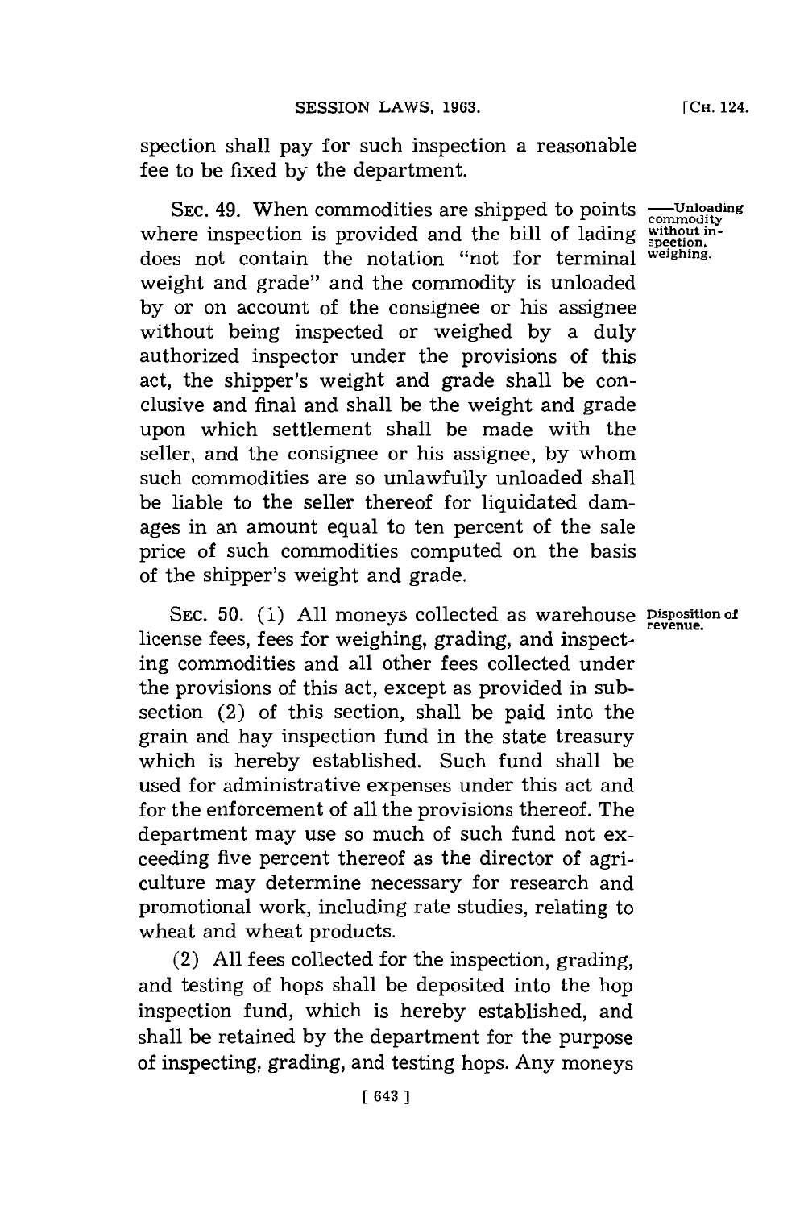spection shall pay for such inspection a reasonable fee to be fixed by the department.

SEC. 49. When commodities are shipped to points where inspection is provided and the bill of lading does not contain the notation "not for terminal weight and grade" and the commodity is unloaded by or on account of the consignee or his assignee without being inspected or weighed by a duly authorized inspector under the provisions of this act, the shipper's weight and grade shall be conclusive and final and shall be the weight and grade upon which settlement shall be made with the seller, and the consignee or his assignee, by whom such commodities are so unlawfully unloaded shall be liable to the seller thereof for liquidated damages in an amount equal to ten percent of the sale price of such commodities computed on the basis of the shipper's weight and grade.

—Unloading commodity without inspection, weighing.

SEC. 50. (1) All moneys collected as warehouse license fees, fees for weighing, grading, and inspecting commodities and all other fees collected under the provisions of this act, except as provided in subsection (2) of this section, shall be paid into the grain and hay inspection fund in the state treasury which is hereby established. Such fund shall be used for administrative expenses under this act and for the enforcement of all the provisions thereof. The department may use so much of such fund not exceeding five percent thereof as the director of agriculture may determine necessary for research and promotional work, including rate studies, relating to wheat and wheat products.

Disposition of revenue.

(2) All fees collected for the inspection, grading, and testing of hops shall be deposited into the hop inspection fund, which is hereby established, and shall be retained by the department for the purpose of inspecting, grading, and testing hops. Any moneys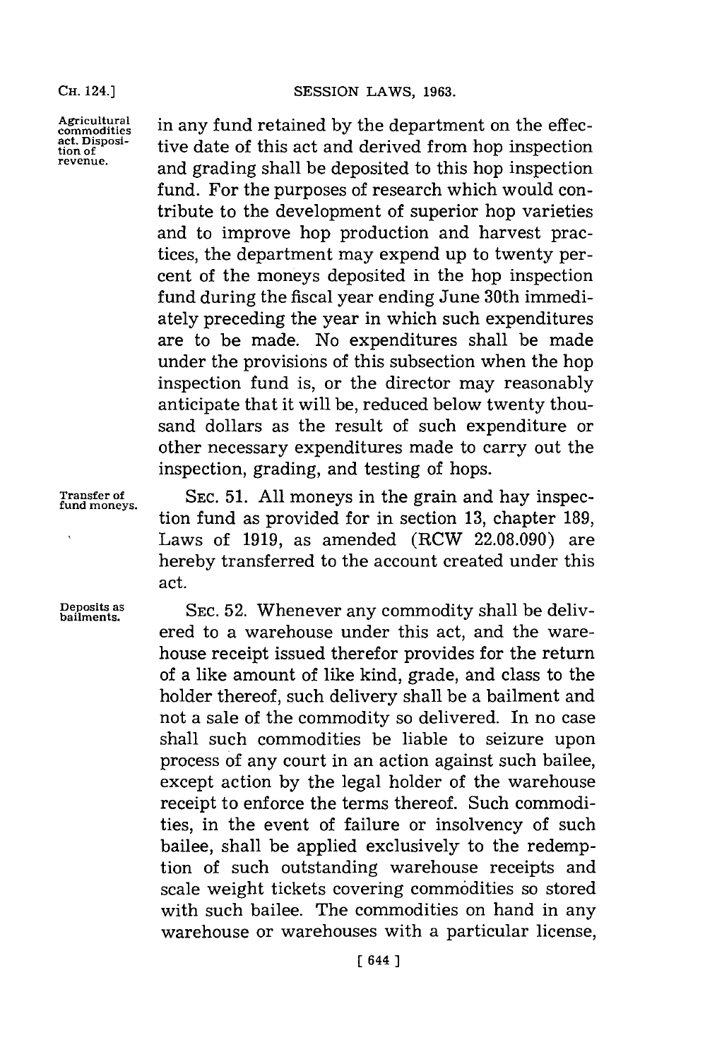in any fund retained by the department on the effective date of this act and derived from hop inspection and grading shall be deposited to this hop inspection fund. For the purposes of research which would contribute to the development of superior hop varieties and to improve hop production and harvest practices, the department may expend up to twenty percent of the moneys deposited in the hop inspection fund during the fiscal year ending June 30th immediately preceding the year in which such expenditures are to be made. No expenditures shall be made under the provisions of this subsection when the hop inspection fund is, or the director may reasonably anticipate that it will be, reduced below twenty thousand dollars as the result of such expenditure or other necessary expenditures made to carry out the inspection, grading, and testing of hops.

Agricultural commodities act. Disposition of revenue.

Transfer of fund moneys.

SEC. 51. All moneys in the grain and hay inspection fund as provided for in section 13, chapter 189, Laws of 1919, as amended (RCW 22.08.090) are hereby transferred to the account created under this act.

Deposits as bailments.

SEC. 52. Whenever any commodity shall be delivered to a warehouse under this act, and the warehouse receipt issued therefor provides for the return of a like amount of like kind, grade, and class to the holder thereof, such delivery shall be a bailment and not a sale of the commodity so delivered. In no case shall such commodities be liable to seizure upon process of any court in an action against such bailee, except action by the legal holder of the warehouse receipt to enforce the terms thereof. Such commodities, in the event of failure or insolvency of such bailee, shall be applied exclusively to the redemption of such outstanding warehouse receipts and scale weight tickets covering commodities so stored with such bailee. The commodities on hand in any warehouse or warehouses with a particular license,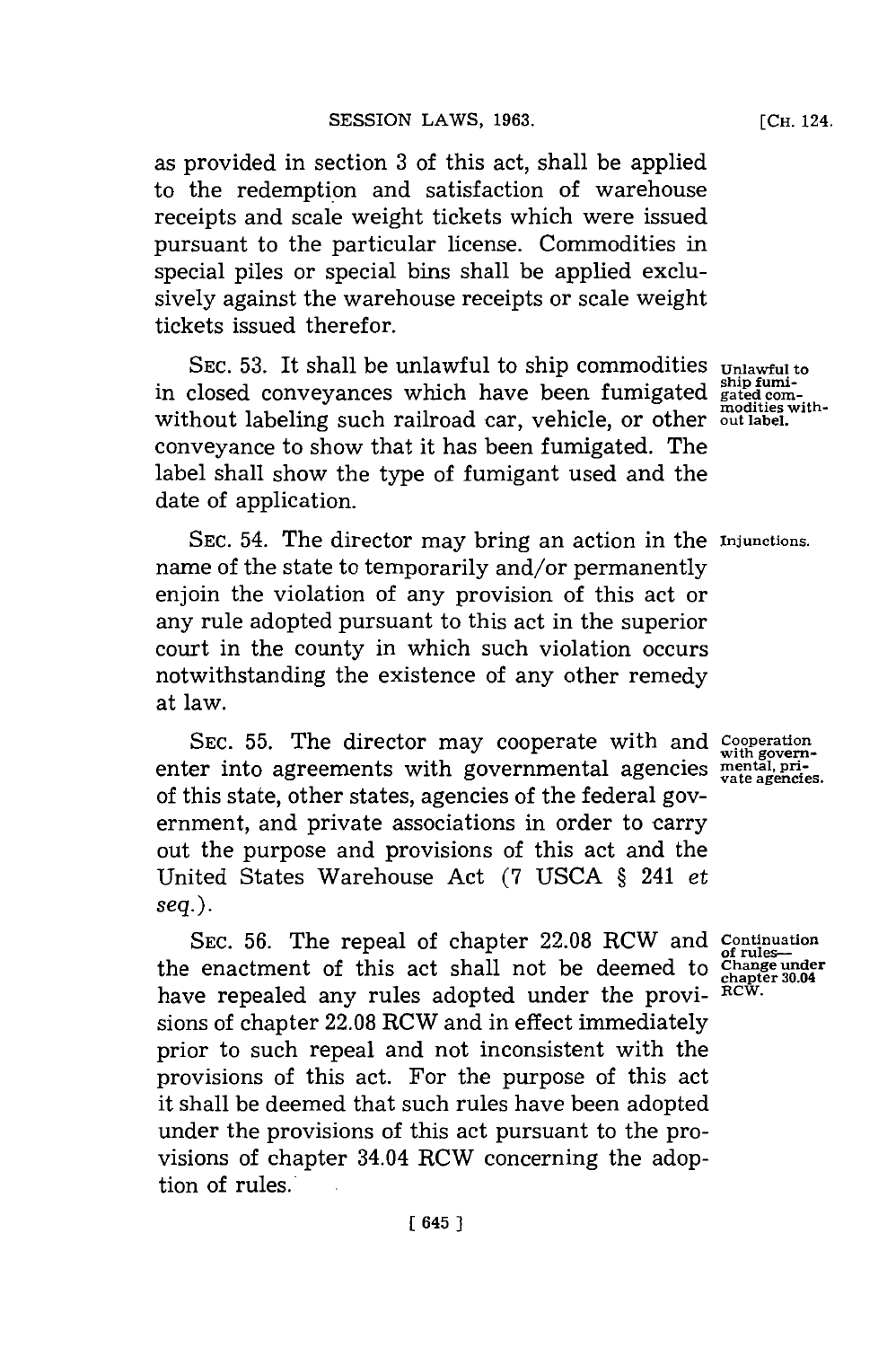as provided in section 3 of this act, shall be applied to the redemption and satisfaction of warehouse receipts and scale weight tickets which were issued pursuant to the particular license. Commodities in special piles or special bins shall be applied exclusively against the warehouse receipts or scale weight tickets issued therefor.

SEC. 53. It shall be unlawful to ship commodities in closed conveyances which have been fumigated without labeling such railroad car, vehicle, or other conveyance to show that it has been fumigated. The label shall show the type of fumigant used and the date of application.

*Unlawful to ship fumigated commodities without label.*

SEC. 54. The director may bring an action in the name of the state to temporarily and/or permanently enjoin the violation of any provision of this act or any rule adopted pursuant to this act in the superior court in the county in which such violation occurs notwithstanding the existence of any other remedy at law.

*Injunctions.*

SEC. 55. The director may cooperate with and enter into agreements with governmental agencies of this state, other states, agencies of the federal government, and private associations in order to carry out the purpose and provisions of this act and the United States Warehouse Act (7 USCA § 241 *et seq.*).

*Cooperation with governmental, private agencies.*

SEC. 56. The repeal of chapter 22.08 RCW and the enactment of this act shall not be deemed to have repealed any rules adopted under the provisions of chapter 22.08 RCW and in effect immediately prior to such repeal and not inconsistent with the provisions of this act. For the purpose of this act it shall be deemed that such rules have been adopted under the provisions of this act pursuant to the provisions of chapter 34.04 RCW concerning the adoption of rules.

*Continuation of rules—Change under chapter 30.04 RCW.*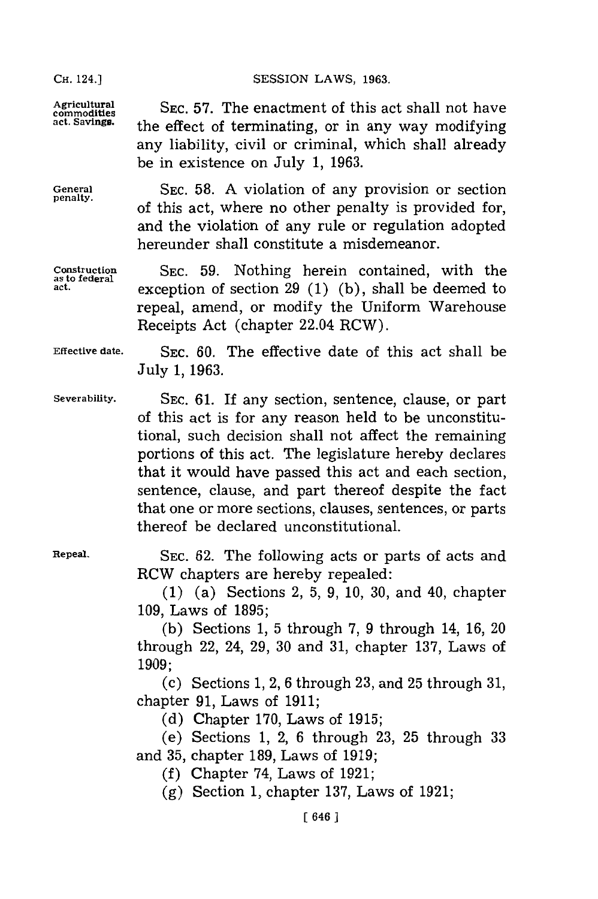**Agricultural commodities act. Savings.** SEC. 57. The enactment of this act shall not have the effect of terminating, or in any way modifying any liability, civil or criminal, which shall already be in existence on July 1, 1963.

**General penalty.** SEC. 58. A violation of any provision or section of this act, where no other penalty is provided for, and the violation of any rule or regulation adopted hereunder shall constitute a misdemeanor.

**Construction as to federal act.** SEC. 59. Nothing herein contained, with the exception of section 29 (1) (b), shall be deemed to repeal, amend, or modify the Uniform Warehouse Receipts Act (chapter 22.04 RCW).

**Effective date.** SEC. 60. The effective date of this act shall be July 1, 1963.

**Severability.** SEC. 61. If any section, sentence, clause, or part of this act is for any reason held to be unconstitutional, such decision shall not affect the remaining portions of this act. The legislature hereby declares that it would have passed this act and each section, sentence, clause, and part thereof despite the fact that one or more sections, clauses, sentences, or parts thereof be declared unconstitutional.

**Repeal.** SEC. 62. The following acts or parts of acts and RCW chapters are hereby repealed:

(1) (a) Sections 2, 5, 9, 10, 30, and 40, chapter 109, Laws of 1895;

(b) Sections 1, 5 through 7, 9 through 14, 16, 20 through 22, 24, 29, 30 and 31, chapter 137, Laws of 1909;

(c) Sections 1, 2, 6 through 23, and 25 through 31, chapter 91, Laws of 1911;

(d) Chapter 170, Laws of 1915;

(e) Sections 1, 2, 6 through 23, 25 through 33 and 35, chapter 189, Laws of 1919;

(f) Chapter 74, Laws of 1921;

(g) Section 1, chapter 137, Laws of 1921;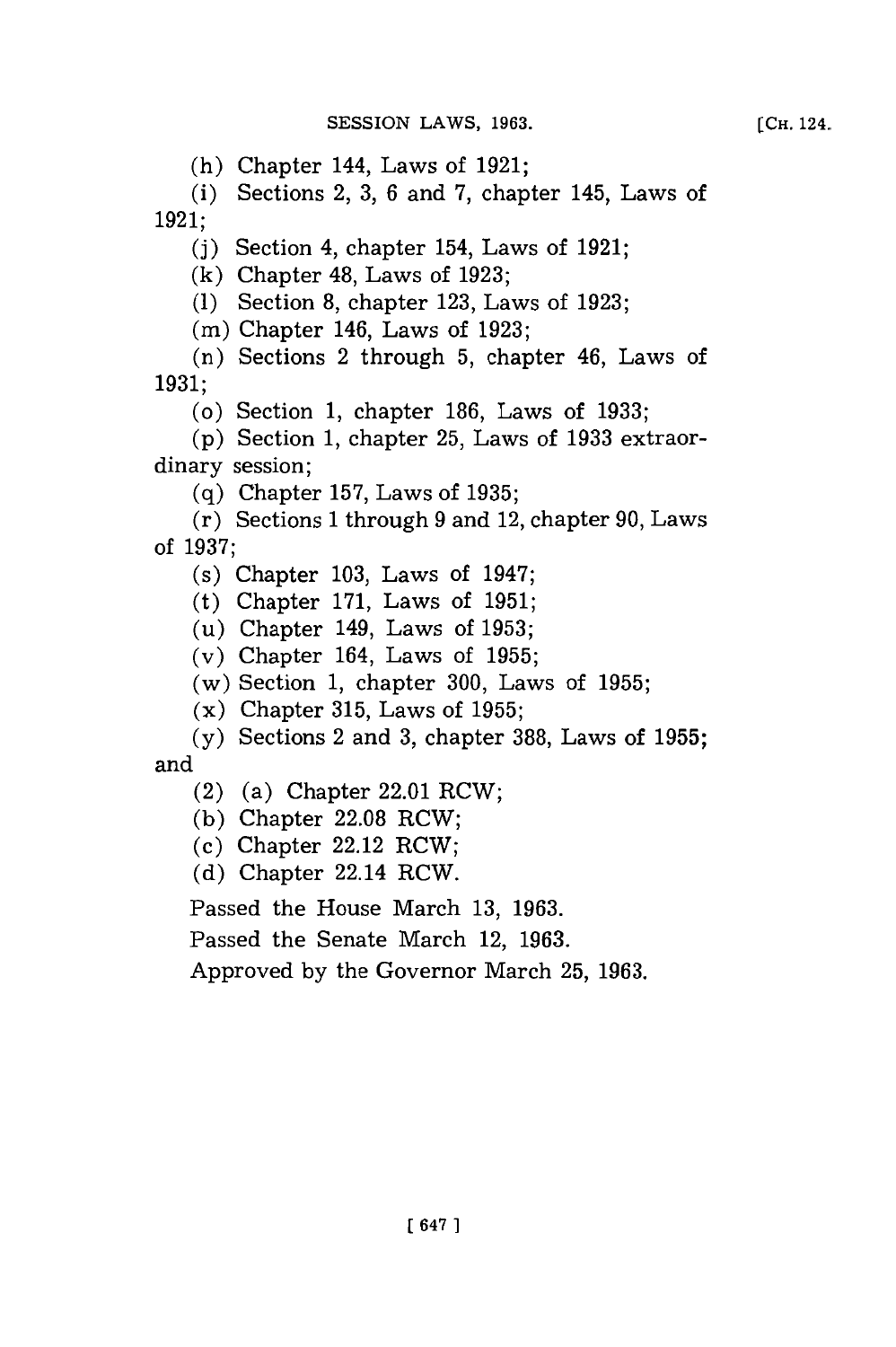(h) Chapter 144, Laws of 1921;

(i) Sections 2, 3, 6 and 7, chapter 145, Laws of 1921;

(j) Section 4, chapter 154, Laws of 1921;

(k) Chapter 48, Laws of 1923;

(l) Section 8, chapter 123, Laws of 1923;

(m) Chapter 146, Laws of 1923;

(n) Sections 2 through 5, chapter 46, Laws of 1931;

(o) Section 1, chapter 186, Laws of 1933;

(p) Section 1, chapter 25, Laws of 1933 extraordinary session;

(q) Chapter 157, Laws of 1935;

(r) Sections 1 through 9 and 12, chapter 90, Laws of 1937;

(s) Chapter 103, Laws of 1947;

(t) Chapter 171, Laws of 1951;

(u) Chapter 149, Laws of 1953;

(v) Chapter 164, Laws of 1955;

(w) Section 1, chapter 300, Laws of 1955;

(x) Chapter 315, Laws of 1955;

(y) Sections 2 and 3, chapter 388, Laws of 1955; and

(2) (a) Chapter 22.01 RCW;

(b) Chapter 22.08 RCW;

(c) Chapter 22.12 RCW;

(d) Chapter 22.14 RCW.

Passed the House March 13, 1963.

Passed the Senate March 12, 1963.

Approved by the Governor March 25, 1963.